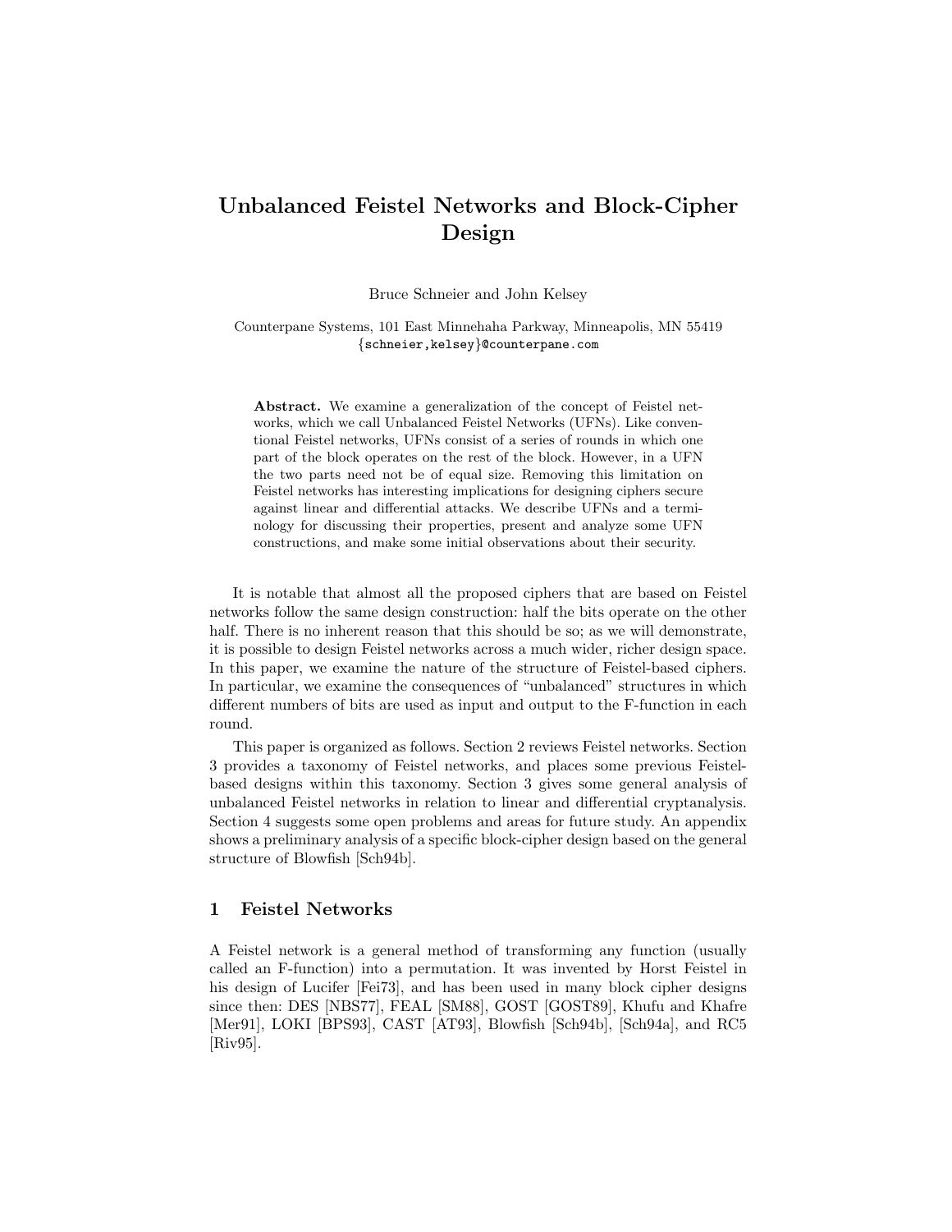# Unbalanced Feistel Networks and Block-Cipher Design

Bruce Schneier and John Kelsey

Counterpane Systems, 101 East Minnehaha Parkway, Minneapolis, MN 55419
{schneier,kelsey}@counterpane.com

**Abstract.** We examine a generalization of the concept of Feistel networks, which we call Unbalanced Feistel Networks (UFNs). Like conventional Feistel networks, UFNs consist of a series of rounds in which one part of the block operates on the rest of the block. However, in a UFN the two parts need not be of equal size. Removing this limitation on Feistel networks has interesting implications for designing ciphers secure against linear and differential attacks. We describe UFNs and a terminology for discussing their properties, present and analyze some UFN constructions, and make some initial observations about their security.

It is notable that almost all the proposed ciphers that are based on Feistel networks follow the same design construction: half the bits operate on the other half. There is no inherent reason that this should be so; as we will demonstrate, it is possible to design Feistel networks across a much wider, richer design space. In this paper, we examine the nature of the structure of Feistel-based ciphers. In particular, we examine the consequences of "unbalanced" structures in which different numbers of bits are used as input and output to the F-function in each round.

This paper is organized as follows. Section 2 reviews Feistel networks. Section 3 provides a taxonomy of Feistel networks, and places some previous Feistel-based designs within this taxonomy. Section 3 gives some general analysis of unbalanced Feistel networks in relation to linear and differential cryptanalysis. Section 4 suggests some open problems and areas for future study. An appendix shows a preliminary analysis of a specific block-cipher design based on the general structure of Blowfish [Sch94b].

## 1 Feistel Networks

A Feistel network is a general method of transforming any function (usually called an F-function) into a permutation. It was invented by Horst Feistel in his design of Lucifer [Fei73], and has been used in many block cipher designs since then: DES [NBS77], FEAL [SM88], GOST [GOST89], Khufu and Khafre [Mer91], LOKI [BPS93], CAST [AT93], Blowfish [Sch94b], [Sch94a], and RC5 [Riv95].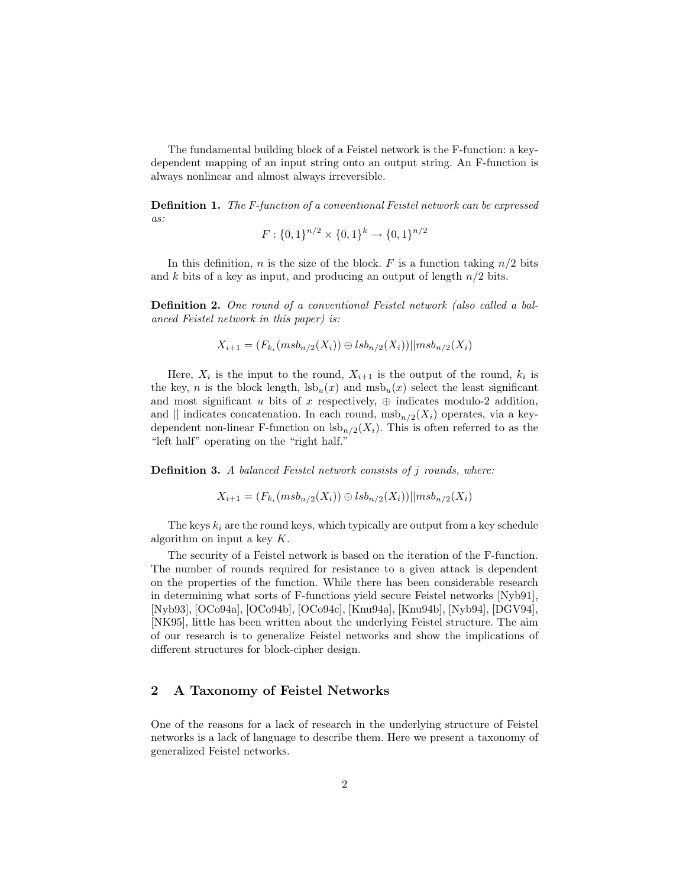The fundamental building block of a Feistel network is the F-function: a key-dependent mapping of an input string onto an output string. An F-function is always nonlinear and almost always irreversible.

**Definition 1.** *The F-function of a conventional Feistel network can be expressed as:*

$$F : \{0,1\}^{n/2} \times \{0,1\}^k \to \{0,1\}^{n/2}$$

In this definition, $n$ is the size of the block. $F$ is a function taking $n/2$ bits and $k$ bits of a key as input, and producing an output of length $n/2$ bits.

**Definition 2.** *One round of a conventional Feistel network (also called a balanced Feistel network in this paper) is:*

$$X_{i+1} = (F_{k_i}(msb_{n/2}(X_i)) \oplus lsb_{n/2}(X_i)) || msb_{n/2}(X_i)$$

Here, $X_i$ is the input to the round, $X_{i+1}$ is the output of the round, $k_i$ is the key, $n$ is the block length, $\mathrm{lsb}_u(x)$ and $\mathrm{msb}_u(x)$ select the least significant and most significant $u$ bits of $x$ respectively, $\oplus$ indicates modulo-2 addition, and $||$ indicates concatenation. In each round, $\mathrm{msb}_{n/2}(X_i)$ operates, via a key-dependent non-linear F-function on $\mathrm{lsb}_{n/2}(X_i)$. This is often referred to as the "left half" operating on the "right half."

**Definition 3.** *A balanced Feistel network consists of $j$ rounds, where:*

$$X_{i+1} = (F_{k_i}(msb_{n/2}(X_i)) \oplus lsb_{n/2}(X_i)) || msb_{n/2}(X_i)$$

The keys $k_i$ are the round keys, which typically are output from a key schedule algorithm on input a key $K$.

The security of a Feistel network is based on the iteration of the F-function. The number of rounds required for resistance to a given attack is dependent on the properties of the function. While there has been considerable research in determining what sorts of F-functions yield secure Feistel networks [Nyb91], [Nyb93], [OCo94a], [OCo94b], [OCo94c], [Knu94a], [Knu94b], [Nyb94], [DGV94], [NK95], little has been written about the underlying Feistel structure. The aim of our research is to generalize Feistel networks and show the implications of different structures for block-cipher design.

## 2 A Taxonomy of Feistel Networks

One of the reasons for a lack of research in the underlying structure of Feistel networks is a lack of language to describe them. Here we present a taxonomy of generalized Feistel networks.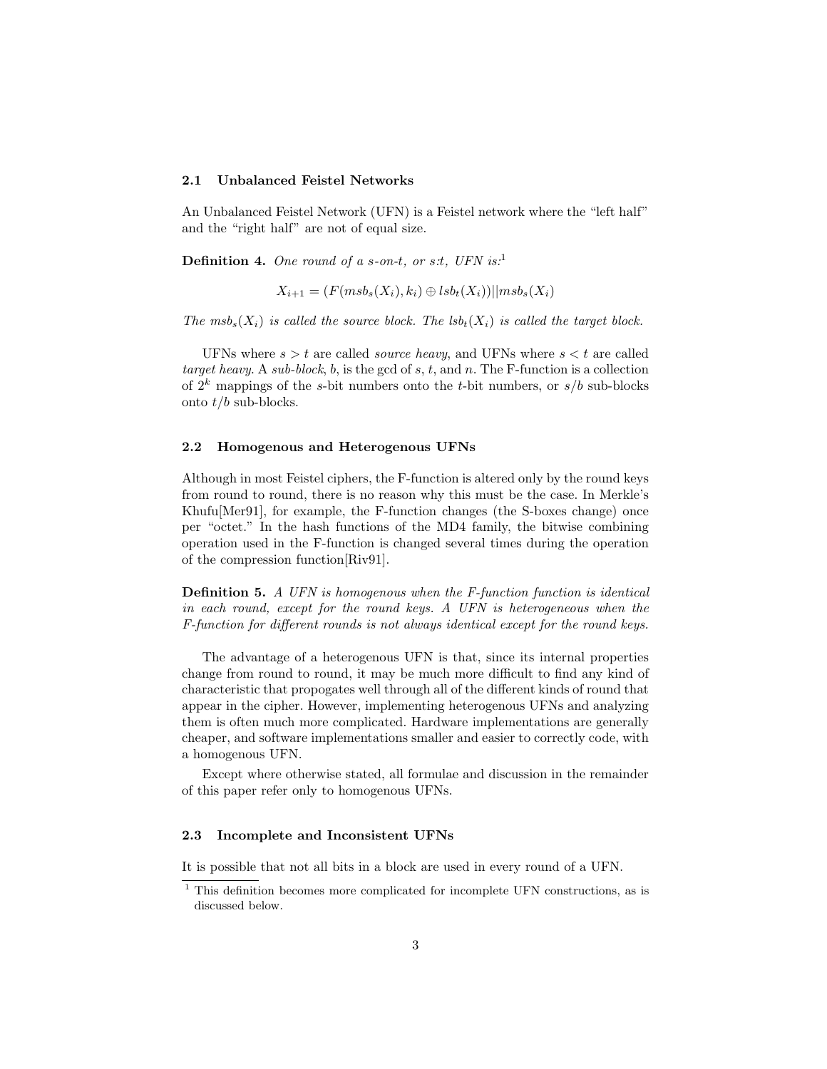### 2.1 Unbalanced Feistel Networks

An Unbalanced Feistel Network (UFN) is a Feistel network where the "left half" and the "right half" are not of equal size.

**Definition 4.** *One round of a s-on-t, or s:t, UFN is:*[1]

$$X_{i+1} = (F(msb_s(X_i), k_i) \oplus lsb_t(X_i)) || msb_s(X_i)$$

*The $msb_s(X_i)$ is called the source block. The $lsb_t(X_i)$ is called the target block.*

UFNs where $s > t$ are called *source heavy*, and UFNs where $s < t$ are called *target heavy*. A *sub-block*, $b$, is the gcd of $s$, $t$, and $n$. The F-function is a collection of $2^k$ mappings of the $s$-bit numbers onto the $t$-bit numbers, or $s/b$ sub-blocks onto $t/b$ sub-blocks.

### 2.2 Homogenous and Heterogenous UFNs

Although in most Feistel ciphers, the F-function is altered only by the round keys from round to round, there is no reason why this must be the case. In Merkle's Khufu[Mer91], for example, the F-function changes (the S-boxes change) once per "octet." In the hash functions of the MD4 family, the bitwise combining operation used in the F-function is changed several times during the operation of the compression function[Riv91].

**Definition 5.** *A UFN is homogenous when the F-function function is identical in each round, except for the round keys. A UFN is heterogeneous when the F-function for different rounds is not always identical except for the round keys.*

The advantage of a heterogenous UFN is that, since its internal properties change from round to round, it may be much more difficult to find any kind of characteristic that propogates well through all of the different kinds of round that appear in the cipher. However, implementing heterogenous UFNs and analyzing them is often much more complicated. Hardware implementations are generally cheaper, and software implementations smaller and easier to correctly code, with a homogenous UFN.

Except where otherwise stated, all formulae and discussion in the remainder of this paper refer only to homogenous UFNs.

### 2.3 Incomplete and Inconsistent UFNs

It is possible that not all bits in a block are used in every round of a UFN.

[1] This definition becomes more complicated for incomplete UFN constructions, as is discussed below.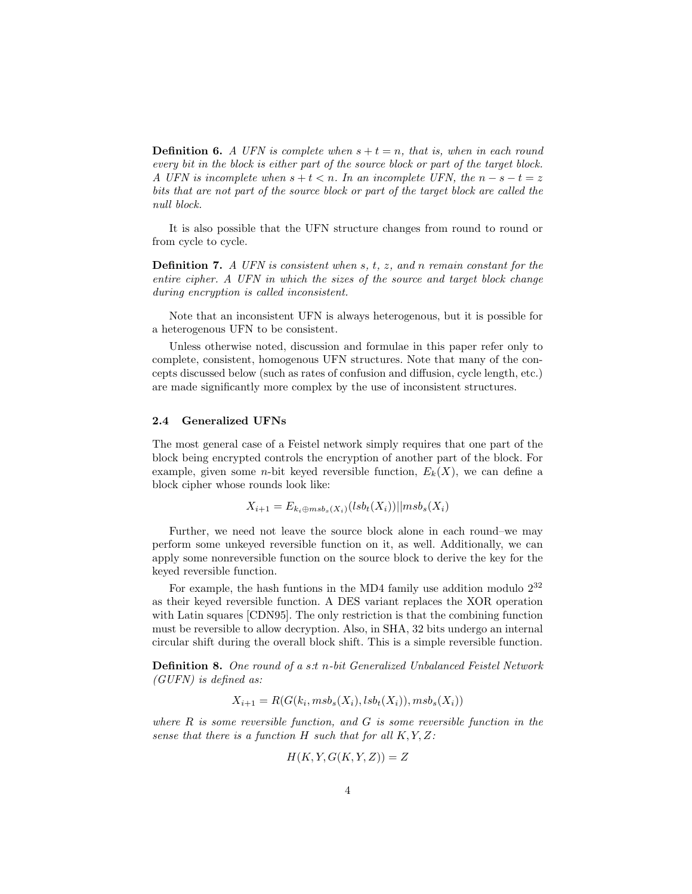**Definition 6.** *A UFN is complete when $s + t = n$, that is, when in each round every bit in the block is either part of the source block or part of the target block. A UFN is incomplete when $s + t < n$. In an incomplete UFN, the $n - s - t = z$ bits that are not part of the source block or part of the target block are called the null block.*

It is also possible that the UFN structure changes from round to round or from cycle to cycle.

**Definition 7.** *A UFN is consistent when $s$, $t$, $z$, and $n$ remain constant for the entire cipher. A UFN in which the sizes of the source and target block change during encryption is called inconsistent.*

Note that an inconsistent UFN is always heterogenous, but it is possible for a heterogenous UFN to be consistent.

Unless otherwise noted, discussion and formulae in this paper refer only to complete, consistent, homogenous UFN structures. Note that many of the concepts discussed below (such as rates of confusion and diffusion, cycle length, etc.) are made significantly more complex by the use of inconsistent structures.

### 2.4 Generalized UFNs

The most general case of a Feistel network simply requires that one part of the block being encrypted controls the encryption of another part of the block. For example, given some $n$-bit keyed reversible function, $E_k(X)$, we can define a block cipher whose rounds look like:

$$X_{i+1} = E_{k_i \oplus msb_s(X_i)}(lsb_t(X_i)) || msb_s(X_i)$$

Further, we need not leave the source block alone in each round–we may perform some unkeyed reversible function on it, as well. Additionally, we can apply some nonreversible function on the source block to derive the key for the keyed reversible function.

For example, the hash funtions in the MD4 family use addition modulo $2^{32}$ as their keyed reversible function. A DES variant replaces the XOR operation with Latin squares [CDN95]. The only restriction is that the combining function must be reversible to allow decryption. Also, in SHA, 32 bits undergo an internal circular shift during the overall block shift. This is a simple reversible function.

**Definition 8.** *One round of a s:t n-bit Generalized Unbalanced Feistel Network (GUFN) is defined as:*

$$X_{i+1} = R(G(k_i, msb_s(X_i), lsb_t(X_i)), msb_s(X_i))$$

*where $R$ is some reversible function, and $G$ is some reversible function in the sense that there is a function $H$ such that for all $K, Y, Z$:*

$$H(K, Y, G(K, Y, Z)) = Z$$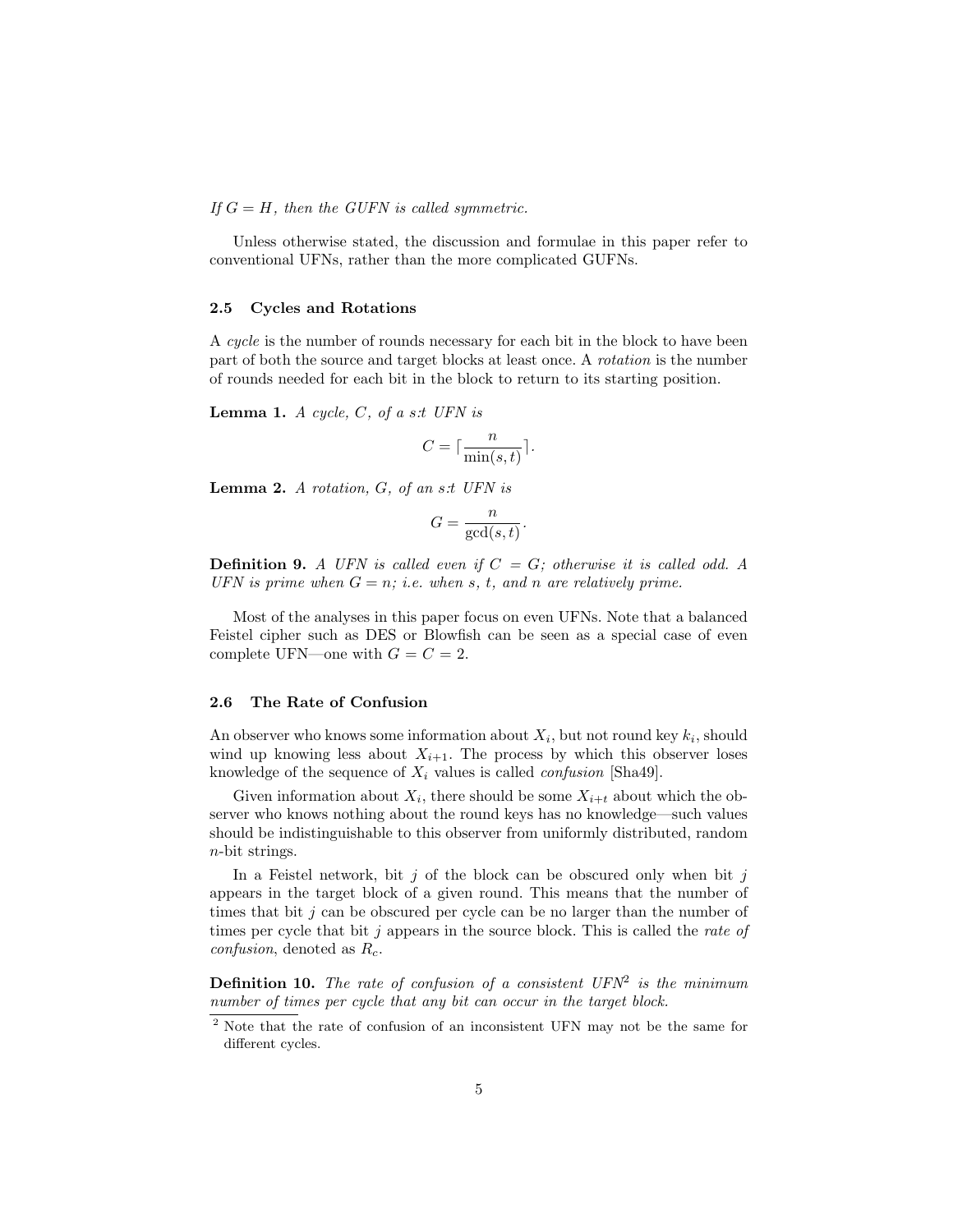*If $G = H$, then the GUFN is called symmetric.*

Unless otherwise stated, the discussion and formulae in this paper refer to conventional UFNs, rather than the more complicated GUFNs.

### 2.5 Cycles and Rotations

A *cycle* is the number of rounds necessary for each bit in the block to have been part of both the source and target blocks at least once. A *rotation* is the number of rounds needed for each bit in the block to return to its starting position.

**Lemma 1.** *A cycle, $C$, of a s:t UFN is*

$$C = \lceil \frac{n}{\min(s,t)} \rceil.$$

**Lemma 2.** *A rotation, $G$, of an s:t UFN is*

$$G = \frac{n}{\gcd(s,t)}.$$

**Definition 9.** *A UFN is called even if $C = G$; otherwise it is called odd. A UFN is prime when $G = n$; i.e. when $s$, $t$, and $n$ are relatively prime.*

Most of the analyses in this paper focus on even UFNs. Note that a balanced Feistel cipher such as DES or Blowfish can be seen as a special case of even complete UFN—one with $G = C = 2$.

### 2.6 The Rate of Confusion

An observer who knows some information about $X_i$, but not round key $k_i$, should wind up knowing less about $X_{i+1}$. The process by which this observer loses knowledge of the sequence of $X_i$ values is called *confusion* [Sha49].

Given information about $X_i$, there should be some $X_{i+t}$ about which the observer who knows nothing about the round keys has no knowledge—such values should be indistinguishable to this observer from uniformly distributed, random $n$-bit strings.

In a Feistel network, bit $j$ of the block can be obscured only when bit $j$ appears in the target block of a given round. This means that the number of times that bit $j$ can be obscured per cycle can be no larger than the number of times per cycle that bit $j$ appears in the source block. This is called the *rate of confusion*, denoted as $R_c$.

**Definition 10.** *The rate of confusion of a consistent UFN[2] is the minimum number of times per cycle that any bit can occur in the target block.*

[2] Note that the rate of confusion of an inconsistent UFN may not be the same for different cycles.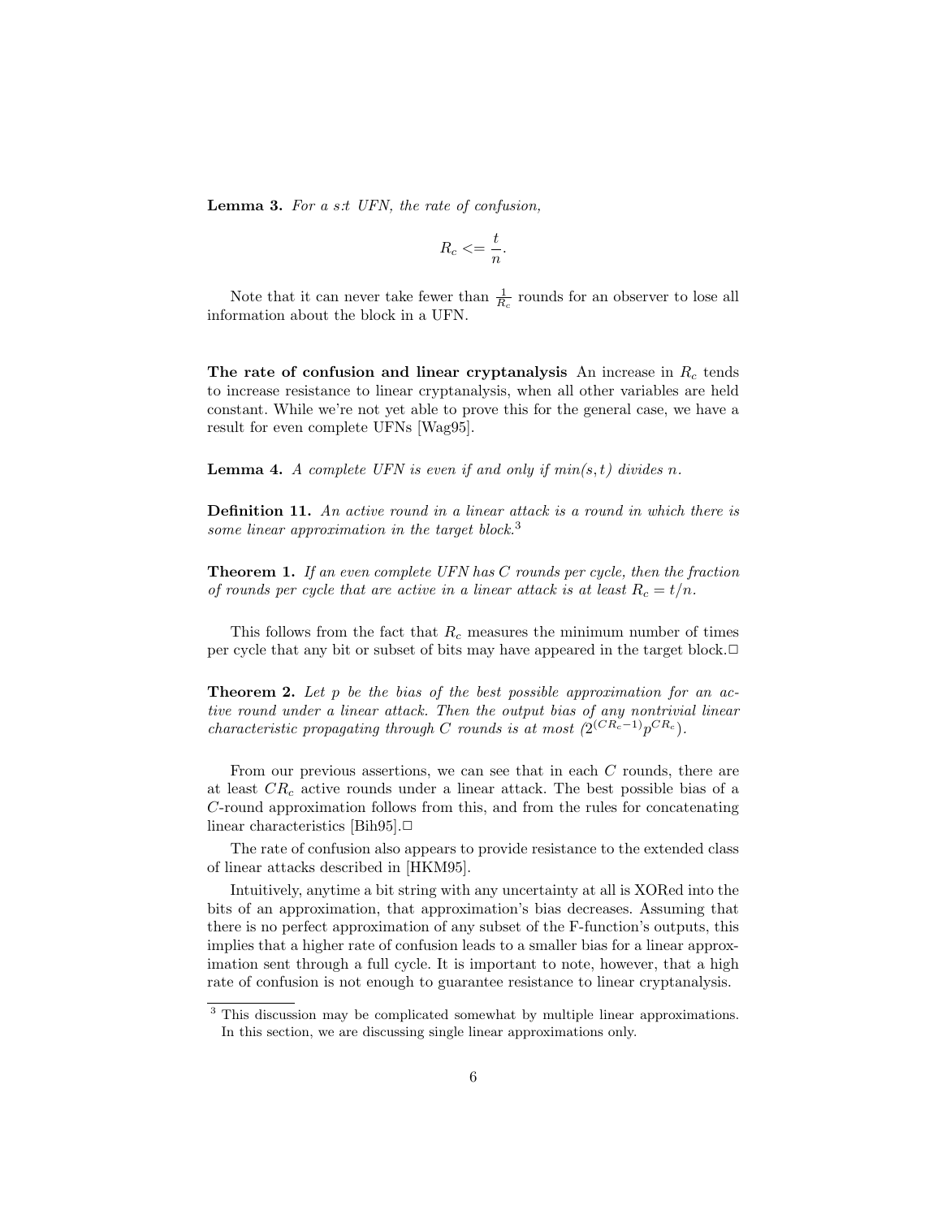**Lemma 3.** *For a s:t UFN, the rate of confusion,*

$$R_c <= \frac{t}{n}.$$

Note that it can never take fewer than $\frac{1}{R_c}$ rounds for an observer to lose all information about the block in a UFN.

**The rate of confusion and linear cryptanalysis** An increase in $R_c$ tends to increase resistance to linear cryptanalysis, when all other variables are held constant. While we're not yet able to prove this for the general case, we have a result for even complete UFNs [Wag95].

**Lemma 4.** *A complete UFN is even if and only if $min(s, t)$ divides $n$.*

**Definition 11.** *An active round in a linear attack is a round in which there is some linear approximation in the target block.*[3]

**Theorem 1.** *If an even complete UFN has $C$ rounds per cycle, then the fraction of rounds per cycle that are active in a linear attack is at least $R_c = t/n$.*

This follows from the fact that $R_c$ measures the minimum number of times per cycle that any bit or subset of bits may have appeared in the target block.□

**Theorem 2.** *Let $p$ be the bias of the best possible approximation for an active round under a linear attack. Then the output bias of any nontrivial linear characteristic propagating through $C$ rounds is at most $(2^{(CR_c-1)}p^{CR_c})$.*

From our previous assertions, we can see that in each $C$ rounds, there are at least $CR_c$ active rounds under a linear attack. The best possible bias of a $C$-round approximation follows from this, and from the rules for concatenating linear characteristics [Bih95].□

The rate of confusion also appears to provide resistance to the extended class of linear attacks described in [HKM95].

Intuitively, anytime a bit string with any uncertainty at all is XORed into the bits of an approximation, that approximation's bias decreases. Assuming that there is no perfect approximation of any subset of the F-function's outputs, this implies that a higher rate of confusion leads to a smaller bias for a linear approximation sent through a full cycle. It is important to note, however, that a high rate of confusion is not enough to guarantee resistance to linear cryptanalysis.

[3] This discussion may be complicated somewhat by multiple linear approximations. In this section, we are discussing single linear approximations only.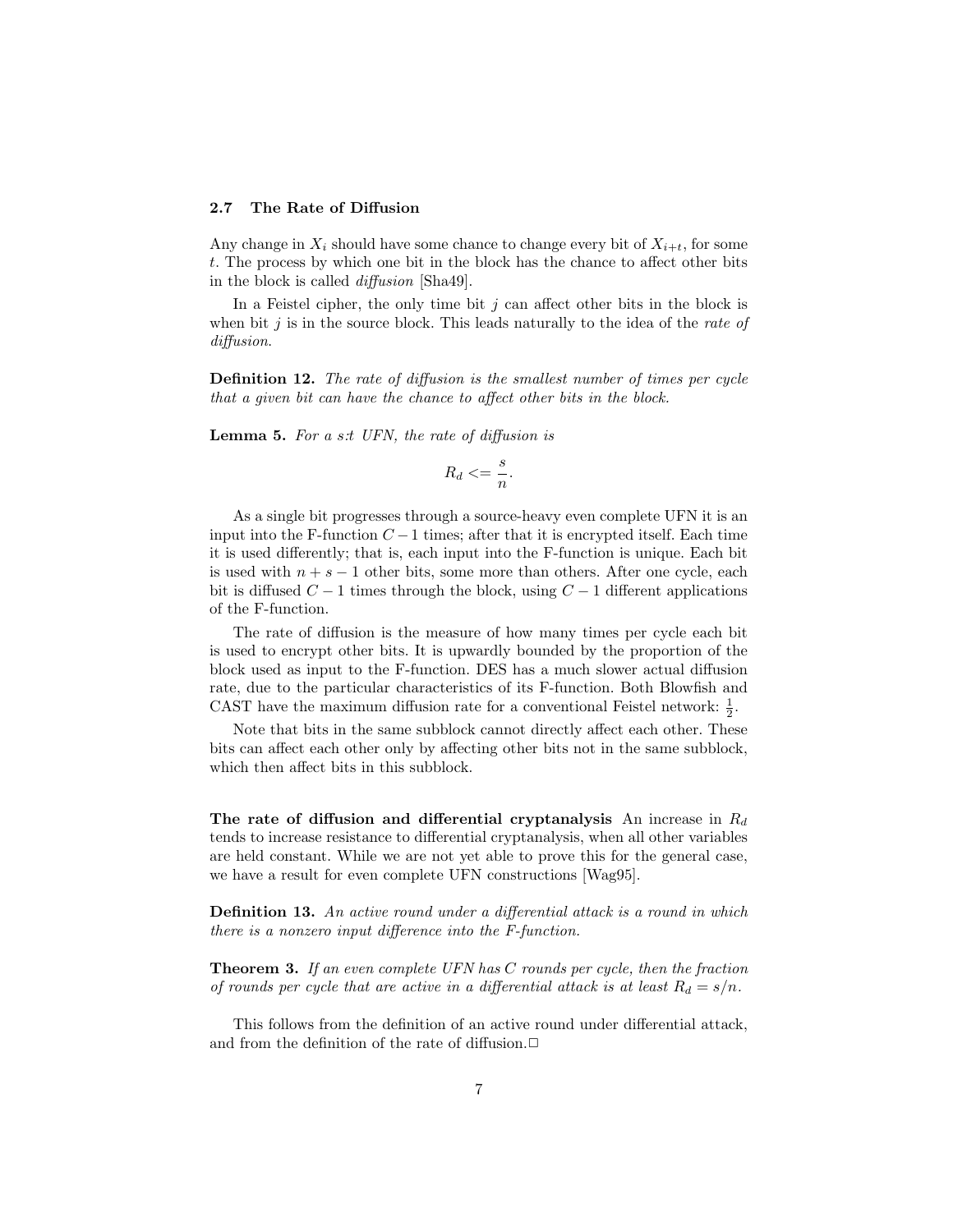### 2.7 The Rate of Diffusion

Any change in $X_i$ should have some chance to change every bit of $X_{i+t}$, for some $t$. The process by which one bit in the block has the chance to affect other bits in the block is called *diffusion* [Sha49].

In a Feistel cipher, the only time bit $j$ can affect other bits in the block is when bit $j$ is in the source block. This leads naturally to the idea of the *rate of diffusion*.

**Definition 12.** *The rate of diffusion is the smallest number of times per cycle that a given bit can have the chance to affect other bits in the block.*

**Lemma 5.** *For a s:t UFN, the rate of diffusion is*

$$R_d <= \frac{s}{n}.$$

As a single bit progresses through a source-heavy even complete UFN it is an input into the F-function $C-1$ times; after that it is encrypted itself. Each time it is used differently; that is, each input into the F-function is unique. Each bit is used with $n+s-1$ other bits, some more than others. After one cycle, each bit is diffused $C-1$ times through the block, using $C-1$ different applications of the F-function.

The rate of diffusion is the measure of how many times per cycle each bit is used to encrypt other bits. It is upwardly bounded by the proportion of the block used as input to the F-function. DES has a much slower actual diffusion rate, due to the particular characteristics of its F-function. Both Blowfish and CAST have the maximum diffusion rate for a conventional Feistel network: $\frac{1}{2}$.

Note that bits in the same subblock cannot directly affect each other. These bits can affect each other only by affecting other bits not in the same subblock, which then affect bits in this subblock.

**The rate of diffusion and differential cryptanalysis** An increase in $R_d$ tends to increase resistance to differential cryptanalysis, when all other variables are held constant. While we are not yet able to prove this for the general case, we have a result for even complete UFN constructions [Wag95].

**Definition 13.** *An active round under a differential attack is a round in which there is a nonzero input difference into the F-function.*

**Theorem 3.** *If an even complete UFN has $C$ rounds per cycle, then the fraction of rounds per cycle that are active in a differential attack is at least $R_d = s/n$.*

This follows from the definition of an active round under differential attack, and from the definition of the rate of diffusion.□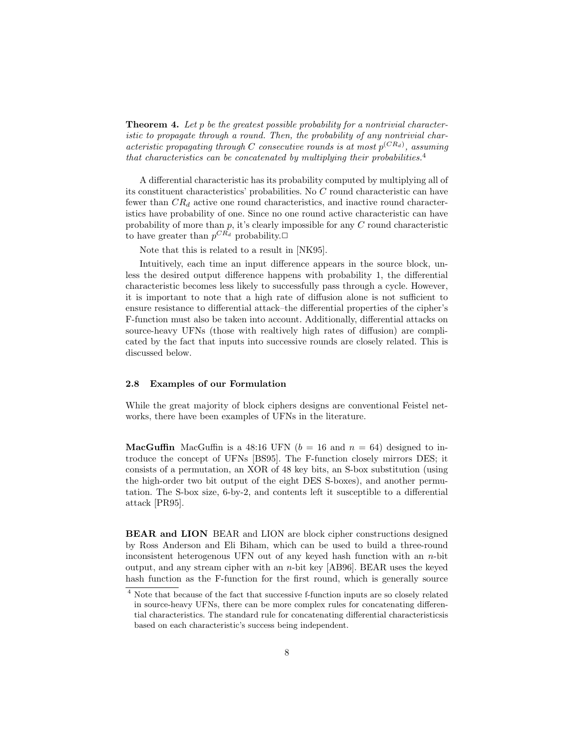**Theorem 4.** *Let $p$ be the greatest possible probability for a nontrivial characteristic to propagate through a round. Then, the probability of any nontrivial characteristic propagating through $C$ consecutive rounds is at most $p^{(CR_d)}$, assuming that characteristics can be concatenated by multiplying their probabilities.*[4]

A differential characteristic has its probability computed by multiplying all of its constituent characteristics' probabilities. No $C$ round characteristic can have fewer than $CR_d$ active one round characteristics, and inactive round characteristics have probability of one. Since no one round active characteristic can have probability of more than $p$, it's clearly impossible for any $C$ round characteristic to have greater than $p^{CR_d}$ probability.□

Note that this is related to a result in [NK95].

Intuitively, each time an input difference appears in the source block, unless the desired output difference happens with probability 1, the differential characteristic becomes less likely to successfully pass through a cycle. However, it is important to note that a high rate of diffusion alone is not sufficient to ensure resistance to differential attack–the differential properties of the cipher's F-function must also be taken into account. Additionally, differential attacks on source-heavy UFNs (those with realtively high rates of diffusion) are complicated by the fact that inputs into successive rounds are closely related. This is discussed below.

### 2.8 Examples of our Formulation

While the great majority of block ciphers designs are conventional Feistel networks, there have been examples of UFNs in the literature.

**MacGuffin** MacGuffin is a 48:16 UFN ($b = 16$ and $n = 64$) designed to introduce the concept of UFNs [BS95]. The F-function closely mirrors DES; it consists of a permutation, an XOR of 48 key bits, an S-box substitution (using the high-order two bit output of the eight DES S-boxes), and another permutation. The S-box size, 6-by-2, and contents left it susceptible to a differential attack [PR95].

**BEAR and LION** BEAR and LION are block cipher constructions designed by Ross Anderson and Eli Biham, which can be used to build a three-round inconsistent heterogenous UFN out of any keyed hash function with an $n$-bit output, and any stream cipher with an $n$-bit key [AB96]. BEAR uses the keyed hash function as the F-function for the first round, which is generally source

[4] Note that because of the fact that successive f-function inputs are so closely related in source-heavy UFNs, there can be more complex rules for concatenating differential characteristics. The standard rule for concatenating differential characteristicsis based on each characteristic's success being independent.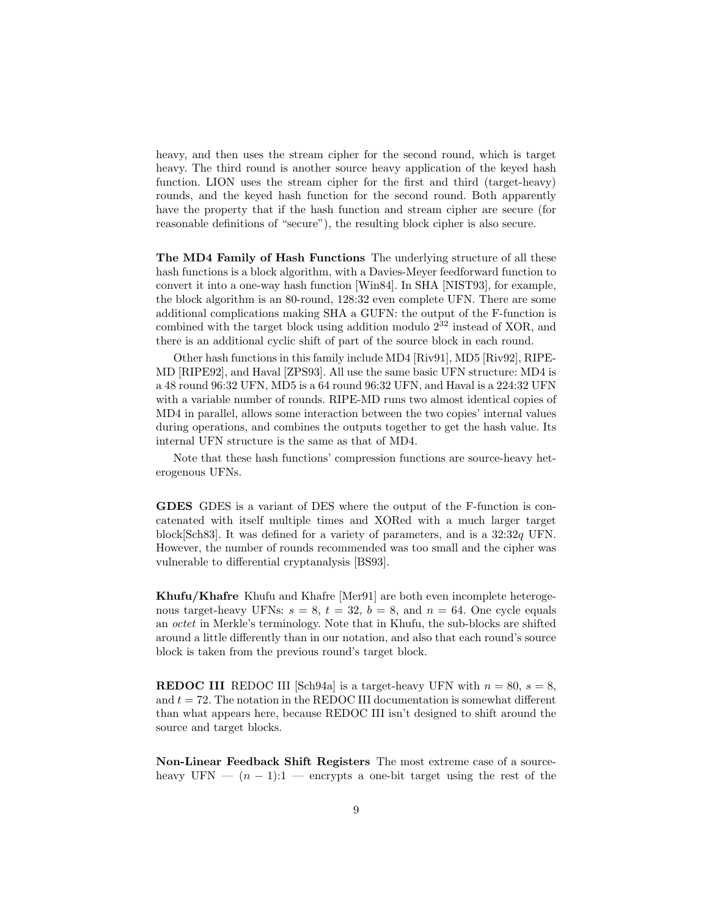heavy, and then uses the stream cipher for the second round, which is target heavy. The third round is another source heavy application of the keyed hash function. LION uses the stream cipher for the first and third (target-heavy) rounds, and the keyed hash function for the second round. Both apparently have the property that if the hash function and stream cipher are secure (for reasonable definitions of "secure"), the resulting block cipher is also secure.

**The MD4 Family of Hash Functions** The underlying structure of all these hash functions is a block algorithm, with a Davies-Meyer feedforward function to convert it into a one-way hash function [Win84]. In SHA [NIST93], for example, the block algorithm is an 80-round, 128:32 even complete UFN. There are some additional complications making SHA a GUFN: the output of the F-function is combined with the target block using addition modulo $2^{32}$ instead of XOR, and there is an additional cyclic shift of part of the source block in each round.

Other hash functions in this family include MD4 [Riv91], MD5 [Riv92], RIPE-MD [RIPE92], and Haval [ZPS93]. All use the same basic UFN structure: MD4 is a 48 round 96:32 UFN, MD5 is a 64 round 96:32 UFN, and Haval is a 224:32 UFN with a variable number of rounds. RIPE-MD runs two almost identical copies of MD4 in parallel, allows some interaction between the two copies' internal values during operations, and combines the outputs together to get the hash value. Its internal UFN structure is the same as that of MD4.

Note that these hash functions' compression functions are source-heavy heterogenous UFNs.

**GDES** GDES is a variant of DES where the output of the F-function is concatenated with itself multiple times and XORed with a much larger target block[Sch83]. It was defined for a variety of parameters, and is a $32{:}32q$ UFN. However, the number of rounds recommended was too small and the cipher was vulnerable to differential cryptanalysis [BS93].

**Khufu/Khafre** Khufu and Khafre [Mer91] are both even incomplete heterogenous target-heavy UFNs: $s = 8$, $t = 32$, $b = 8$, and $n = 64$. One cycle equals an *octet* in Merkle's terminology. Note that in Khufu, the sub-blocks are shifted around a little differently than in our notation, and also that each round's source block is taken from the previous round's target block.

**REDOC III** REDOC III [Sch94a] is a target-heavy UFN with $n = 80$, $s = 8$, and $t = 72$. The notation in the REDOC III documentation is somewhat different than what appears here, because REDOC III isn't designed to shift around the source and target blocks.

**Non-Linear Feedback Shift Registers** The most extreme case of a source-heavy UFN — $(n-1){:}1$ — encrypts a one-bit target using the rest of the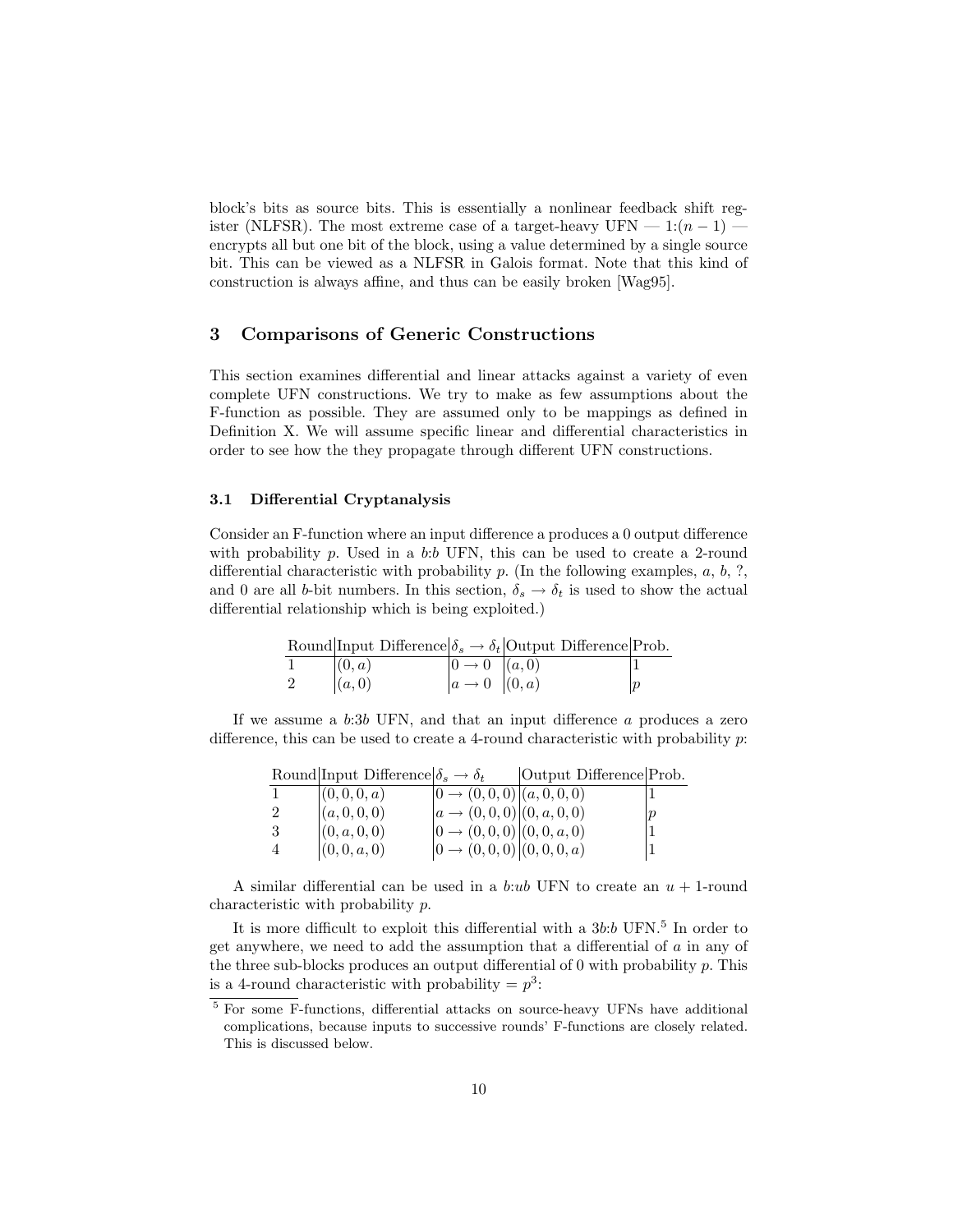block's bits as source bits. This is essentially a nonlinear feedback shift register (NLFSR). The most extreme case of a target-heavy UFN — 1:$(n-1)$ — encrypts all but one bit of the block, using a value determined by a single source bit. This can be viewed as a NLFSR in Galois format. Note that this kind of construction is always affine, and thus can be easily broken [Wag95].

## 3 Comparisons of Generic Constructions

This section examines differential and linear attacks against a variety of even complete UFN constructions. We try to make as few assumptions about the F-function as possible. They are assumed only to be mappings as defined in Definition X. We will assume specific linear and differential characteristics in order to see how the they propagate through different UFN constructions.

### 3.1 Differential Cryptanalysis

Consider an F-function where an input difference a produces a 0 output difference with probability $p$. Used in a $b$:$b$ UFN, this can be used to create a 2-round differential characteristic with probability $p$. (In the following examples, $a$, $b$, ?, and 0 are all $b$-bit numbers. In this section, $\delta_s \rightarrow \delta_t$ is used to show the actual differential relationship which is being exploited.)

| Round | Input Difference | $\delta_s \rightarrow \delta_t$ | Output Difference | Prob. |
|---|---|---|---|---|
| 1 | $(0, a)$ | $0 \rightarrow 0$ | $(a, 0)$ | 1 |
| 2 | $(a, 0)$ | $a \rightarrow 0$ | $(0, a)$ | $p$ |

If we assume a $b$:$3b$ UFN, and that an input difference $a$ produces a zero difference, this can be used to create a 4-round characteristic with probability $p$:

| Round | Input Difference | $\delta_s \rightarrow \delta_t$ | Output Difference | Prob. |
|---|---|---|---|---|
| 1 | $(0, 0, 0, a)$ | $0 \rightarrow (0, 0, 0)$ | $(a, 0, 0, 0)$ | 1 |
| 2 | $(a, 0, 0, 0)$ | $a \rightarrow (0, 0, 0)$ | $(0, a, 0, 0)$ | $p$ |
| 3 | $(0, a, 0, 0)$ | $0 \rightarrow (0, 0, 0)$ | $(0, 0, a, 0)$ | 1 |
| 4 | $(0, 0, a, 0)$ | $0 \rightarrow (0, 0, 0)$ | $(0, 0, 0, a)$ | 1 |

A similar differential can be used in a $b$:$ub$ UFN to create an $u+1$-round characteristic with probability $p$.

It is more difficult to exploit this differential with a $3b$:$b$ UFN.[5] In order to get anywhere, we need to add the assumption that a differential of $a$ in any of the three sub-blocks produces an output differential of 0 with probability $p$. This is a 4-round characteristic with probability $= p^3$:

[5] For some F-functions, differential attacks on source-heavy UFNs have additional complications, because inputs to successive rounds' F-functions are closely related. This is discussed below.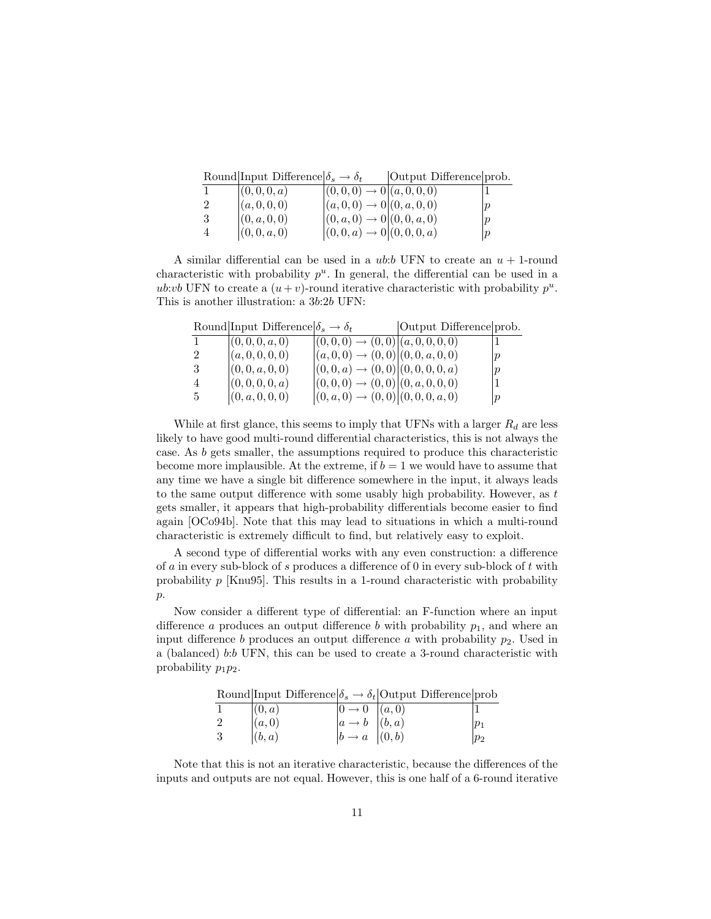| Round | Input Difference | $\delta_s \rightarrow \delta_t$ | Output Difference | prob. |
|---|---|---|---|---|
| 1 | $(0, 0, 0, a)$ | $(0, 0, 0) \rightarrow 0$ | $(a, 0, 0, 0)$ | 1 |
| 2 | $(a, 0, 0, 0)$ | $(a, 0, 0) \rightarrow 0$ | $(0, a, 0, 0)$ | $p$ |
| 3 | $(0, a, 0, 0)$ | $(0, a, 0) \rightarrow 0$ | $(0, 0, a, 0)$ | $p$ |
| 4 | $(0, 0, a, 0)$ | $(0, 0, a) \rightarrow 0$ | $(0, 0, 0, a)$ | $p$ |

A similar differential can be used in a $ub$:$b$ UFN to create an $u+1$-round characteristic with probability $p^u$. In general, the differential can be used in a $ub$:$vb$ UFN to create a $(u+v)$-round iterative characteristic with probability $p^u$. This is another illustration: a $3b$:$2b$ UFN:

| Round | Input Difference | $\delta_s \rightarrow \delta_t$ | Output Difference | prob. |
|---|---|---|---|---|
| 1 | $(0, 0, 0, a, 0)$ | $(0, 0, 0) \rightarrow (0, 0)$ | $(a, 0, 0, 0, 0)$ | 1 |
| 2 | $(a, 0, 0, 0, 0)$ | $(a, 0, 0) \rightarrow (0, 0)$ | $(0, 0, a, 0, 0)$ | $p$ |
| 3 | $(0, 0, a, 0, 0)$ | $(0, 0, a) \rightarrow (0, 0)$ | $(0, 0, 0, 0, a)$ | $p$ |
| 4 | $(0, 0, 0, 0, a)$ | $(0, 0, 0) \rightarrow (0, 0)$ | $(0, a, 0, 0, 0)$ | 1 |
| 5 | $(0, a, 0, 0, 0)$ | $(0, a, 0) \rightarrow (0, 0)$ | $(0, 0, 0, a, 0)$ | $p$ |

While at first glance, this seems to imply that UFNs with a larger $R_d$ are less likely to have good multi-round differential characteristics, this is not always the case. As $b$ gets smaller, the assumptions required to produce this characteristic become more implausible. At the extreme, if $b = 1$ we would have to assume that any time we have a single bit difference somewhere in the input, it always leads to the same output difference with some usably high probability. However, as $t$ gets smaller, it appears that high-probability differentials become easier to find again [OCo94b]. Note that this may lead to situations in which a multi-round characteristic is extremely difficult to find, but relatively easy to exploit.

A second type of differential works with any even construction: a difference of $a$ in every sub-block of $s$ produces a difference of 0 in every sub-block of $t$ with probability $p$ [Knu95]. This results in a 1-round characteristic with probability $p$.

Now consider a different type of differential: an F-function where an input difference $a$ produces an output difference $b$ with probability $p_1$, and where an input difference $b$ produces an output difference $a$ with probability $p_2$. Used in a (balanced) $b$:$b$ UFN, this can be used to create a 3-round characteristic with probability $p_1 p_2$.

| Round | Input Difference | $\delta_s \rightarrow \delta_t$ | Output Difference | prob |
|---|---|---|---|---|
| 1 | $(0, a)$ | $0 \rightarrow 0$ | $(a, 0)$ | 1 |
| 2 | $(a, 0)$ | $a \rightarrow b$ | $(b, a)$ | $p_1$ |
| 3 | $(b, a)$ | $b \rightarrow a$ | $(0, b)$ | $p_2$ |

Note that this is not an iterative characteristic, because the differences of the inputs and outputs are not equal. However, this is one half of a 6-round iterative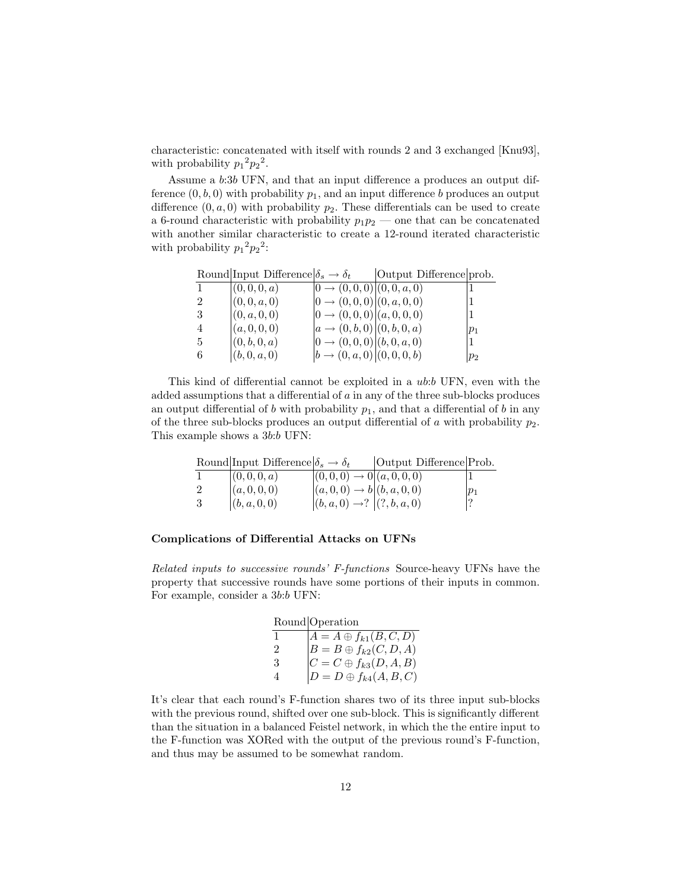characteristic: concatenated with itself with rounds 2 and 3 exchanged [Knu93], with probability ${p_1}^2{p_2}^2$.

Assume a $b$:3$b$ UFN, and that an input difference $a$ produces an output difference $(0, b, 0)$ with probability $p_1$, and an input difference $b$ produces an output difference $(0, a, 0)$ with probability $p_2$. These differentials can be used to create a 6-round characteristic with probability $p_1 p_2$ — one that can be concatenated with another similar characteristic to create a 12-round iterated characteristic with probability ${p_1}^2{p_2}^2$:

| Round | Input Difference | $\delta_s \rightarrow \delta_t$ | Output Difference | prob. |
|---|---|---|---|---|
| 1 | $(0, 0, 0, a)$ | $0 \rightarrow (0, 0, 0)$ | $(0, 0, a, 0)$ | 1 |
| 2 | $(0, 0, a, 0)$ | $0 \rightarrow (0, 0, 0)$ | $(0, a, 0, 0)$ | 1 |
| 3 | $(0, a, 0, 0)$ | $0 \rightarrow (0, 0, 0)$ | $(a, 0, 0, 0)$ | 1 |
| 4 | $(a, 0, 0, 0)$ | $a \rightarrow (0, b, 0)$ | $(0, b, 0, a)$ | $p_1$ |
| 5 | $(0, b, 0, a)$ | $0 \rightarrow (0, 0, 0)$ | $(b, 0, a, 0)$ | 1 |
| 6 | $(b, 0, a, 0)$ | $b \rightarrow (0, a, 0)$ | $(0, 0, 0, b)$ | $p_2$ |

This kind of differential cannot be exploited in a $ub$:$b$ UFN, even with the added assumptions that a differential of $a$ in any of the three sub-blocks produces an output differential of $b$ with probability $p_1$, and that a differential of $b$ in any of the three sub-blocks produces an output differential of $a$ with probability $p_2$. This example shows a 3$b$:$b$ UFN:

| Round | Input Difference | $\delta_s \rightarrow \delta_t$ | Output Difference | Prob. |
|---|---|---|---|---|
| 1 | $(0, 0, 0, a)$ | $(0, 0, 0) \rightarrow 0$ | $(a, 0, 0, 0)$ | 1 |
| 2 | $(a, 0, 0, 0)$ | $(a, 0, 0) \rightarrow b$ | $(b, a, 0, 0)$ | $p_1$ |
| 3 | $(b, a, 0, 0)$ | $(b, a, 0) \rightarrow ?$ | $(?, b, a, 0)$ | ? |

### Complications of Differential Attacks on UFNs

*Related inputs to successive rounds' F-functions* Source-heavy UFNs have the property that successive rounds have some portions of their inputs in common. For example, consider a 3$b$:$b$ UFN:

| Round | Operation |
|---|---|
| 1 | $A = A \oplus f_{k1}(B, C, D)$ |
| 2 | $B = B \oplus f_{k2}(C, D, A)$ |
| 3 | $C = C \oplus f_{k3}(D, A, B)$ |
| 4 | $D = D \oplus f_{k4}(A, B, C)$ |

It's clear that each round's F-function shares two of its three input sub-blocks with the previous round, shifted over one sub-block. This is significantly different than the situation in a balanced Feistel network, in which the the entire input to the F-function was XORed with the output of the previous round's F-function, and thus may be assumed to be somewhat random.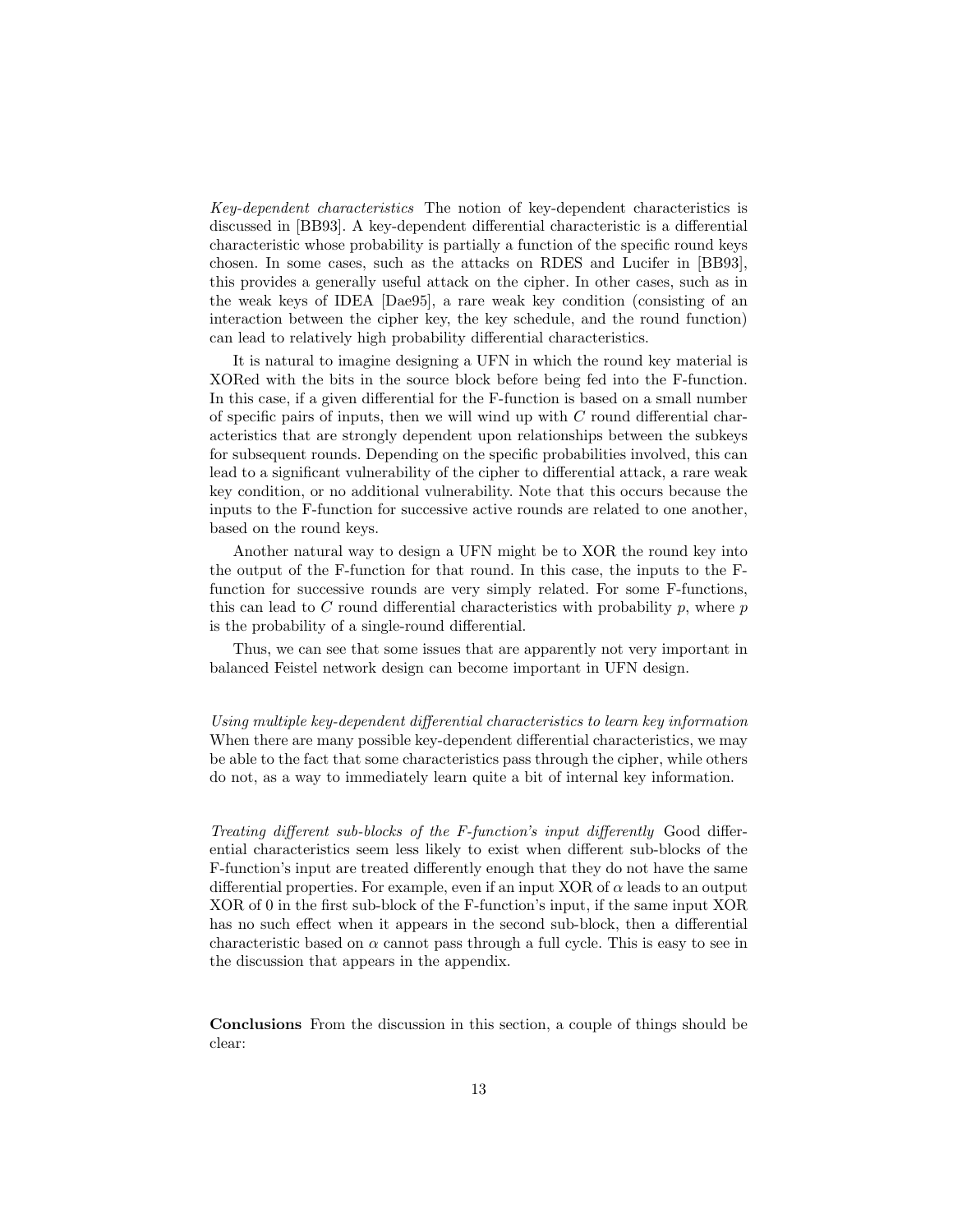*Key-dependent characteristics* The notion of key-dependent characteristics is discussed in [BB93]. A key-dependent differential characteristic is a differential characteristic whose probability is partially a function of the specific round keys chosen. In some cases, such as the attacks on RDES and Lucifer in [BB93], this provides a generally useful attack on the cipher. In other cases, such as in the weak keys of IDEA [Dae95], a rare weak key condition (consisting of an interaction between the cipher key, the key schedule, and the round function) can lead to relatively high probability differential characteristics.

It is natural to imagine designing a UFN in which the round key material is XORed with the bits in the source block before being fed into the F-function. In this case, if a given differential for the F-function is based on a small number of specific pairs of inputs, then we will wind up with $C$ round differential characteristics that are strongly dependent upon relationships between the subkeys for subsequent rounds. Depending on the specific probabilities involved, this can lead to a significant vulnerability of the cipher to differential attack, a rare weak key condition, or no additional vulnerability. Note that this occurs because the inputs to the F-function for successive active rounds are related to one another, based on the round keys.

Another natural way to design a UFN might be to XOR the round key into the output of the F-function for that round. In this case, the inputs to the F-function for successive rounds are very simply related. For some F-functions, this can lead to $C$ round differential characteristics with probability $p$, where $p$ is the probability of a single-round differential.

Thus, we can see that some issues that are apparently not very important in balanced Feistel network design can become important in UFN design.

*Using multiple key-dependent differential characteristics to learn key information* When there are many possible key-dependent differential characteristics, we may be able to the fact that some characteristics pass through the cipher, while others do not, as a way to immediately learn quite a bit of internal key information.

*Treating different sub-blocks of the F-function's input differently* Good differential characteristics seem less likely to exist when different sub-blocks of the F-function's input are treated differently enough that they do not have the same differential properties. For example, even if an input XOR of $\alpha$ leads to an output XOR of 0 in the first sub-block of the F-function's input, if the same input XOR has no such effect when it appears in the second sub-block, then a differential characteristic based on $\alpha$ cannot pass through a full cycle. This is easy to see in the discussion that appears in the appendix.

**Conclusions** From the discussion in this section, a couple of things should be clear: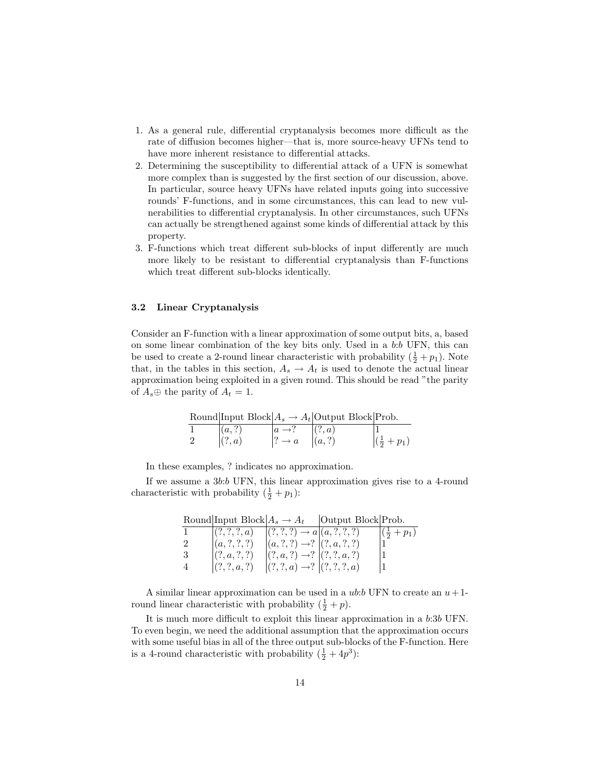1. As a general rule, differential cryptanalysis becomes more difficult as the rate of diffusion becomes higher—that is, more source-heavy UFNs tend to have more inherent resistance to differential attacks.
2. Determining the susceptibility to differential attack of a UFN is somewhat more complex than is suggested by the first section of our discussion, above. In particular, source heavy UFNs have related inputs going into successive rounds' F-functions, and in some circumstances, this can lead to new vulnerabilities to differential cryptanalysis. In other circumstances, such UFNs can actually be strengthened against some kinds of differential attack by this property.
3. F-functions which treat different sub-blocks of input differently are much more likely to be resistant to differential cryptanalysis than F-functions which treat different sub-blocks identically.

### 3.2 Linear Cryptanalysis

Consider an F-function with a linear approximation of some output bits, a, based on some linear combination of the key bits only. Used in a *b*:*b* UFN, this can be used to create a 2-round linear characteristic with probability $(\frac{1}{2} + p_1)$. Note that, in the tables in this section, $A_s \rightarrow A_t$ is used to denote the actual linear approximation being exploited in a given round. This should be read "the parity of $A_s \oplus$ the parity of $A_t = 1$.

| Round | Input Block | $A_s \rightarrow A_t$ | Output Block | Prob. |
|---|---|---|---|---|
| 1 | $(a, ?)$ | $a \rightarrow ?$ | $(?, a)$ | 1 |
| 2 | $(?, a)$ | $? \rightarrow a$ | $(a, ?)$ | $(\frac{1}{2} + p_1)$ |

In these examples, ? indicates no approximation.

If we assume a 3*b*:*b* UFN, this linear approximation gives rise to a 4-round characteristic with probability $(\frac{1}{2} + p_1)$:

| Round | Input Block | $A_s \rightarrow A_t$ | Output Block | Prob. |
|---|---|---|---|---|
| 1 | $(?, ?, ?, a)$ | $(?, ?, ?) \rightarrow a$ | $(a, ?, ?, ?)$ | $(\frac{1}{2} + p_1)$ |
| 2 | $(a, ?, ?, ?)$ | $(a, ?, ?) \rightarrow ?$ | $(?, a, ?, ?)$ | 1 |
| 3 | $(?, a, ?, ?)$ | $(?, a, ?) \rightarrow ?$ | $(?, ?, a, ?)$ | 1 |
| 4 | $(?, ?, a, ?)$ | $(?, ?, a) \rightarrow ?$ | $(?, ?, ?, a)$ | 1 |

A similar linear approximation can be used in a *ub*:*b* UFN to create an $u+1$-round linear characteristic with probability $(\frac{1}{2} + p)$.

It is much more difficult to exploit this linear approximation in a *b*:3*b* UFN. To even begin, we need the additional assumption that the approximation occurs with some useful bias in all of the three output sub-blocks of the F-function. Here is a 4-round characteristic with probability $(\frac{1}{2} + 4p^3)$: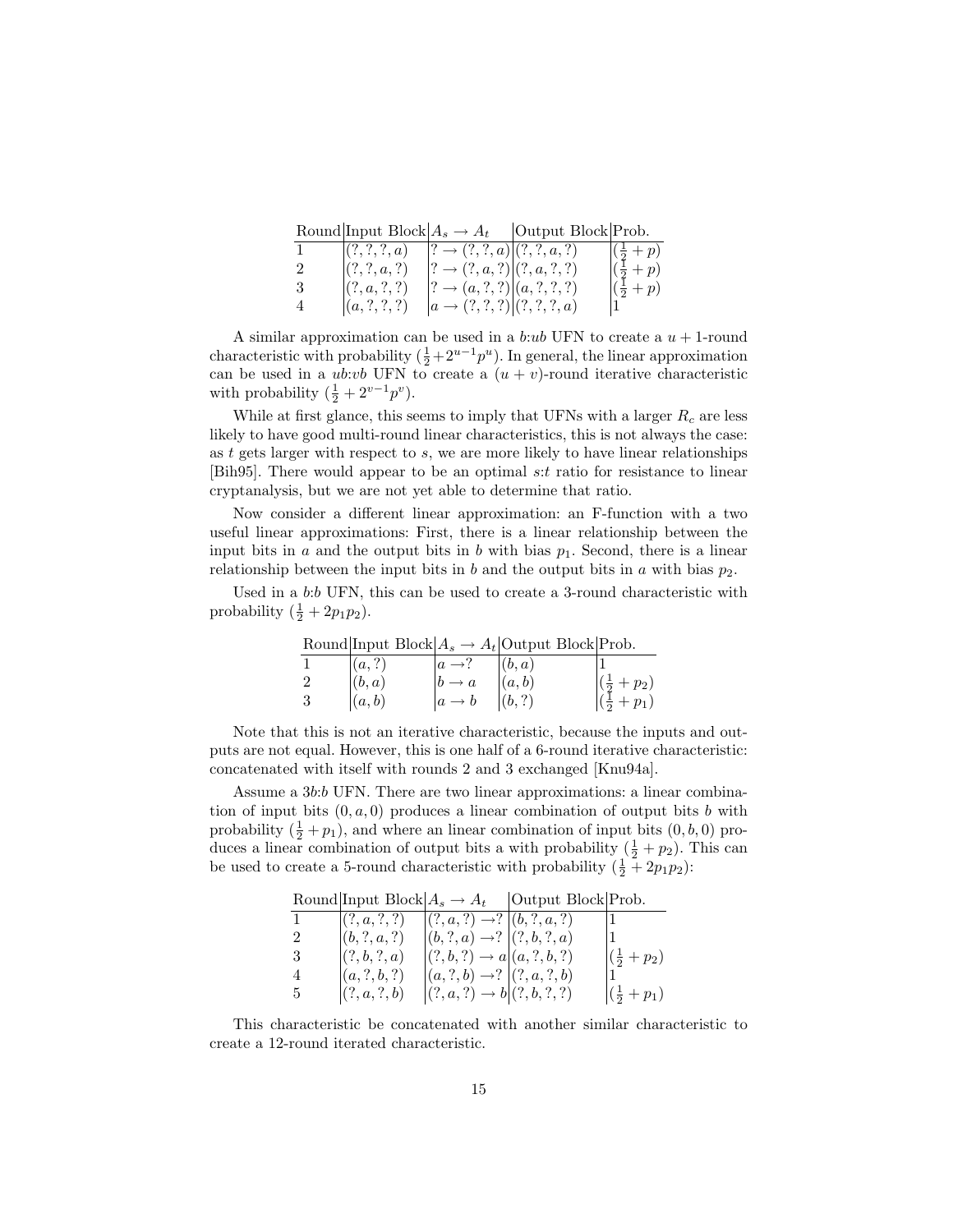| Round | Input Block | $A_s \rightarrow A_t$ | Output Block | Prob. |
|---|---|---|---|---|
| 1 | $(?,?,?,a)$ | $? \rightarrow (?,?,a)$ | $(?,?,a,?)$ | $(\frac{1}{2}+p)$ |
| 2 | $(?,?,a,?)$ | $? \rightarrow (?,a,?)$ | $(?,a,?,?)$ | $(\frac{1}{2}+p)$ |
| 3 | $(?,a,?,?)$ | $? \rightarrow (a,?,?)$ | $(a,?,?,?)$ | $(\frac{1}{2}+p)$ |
| 4 | $(a,?,?,?)$ | $a \rightarrow (?,?,?)$ | $(?,?,?,a)$ | 1 |

A similar approximation can be used in a $b$:$ub$ UFN to create a $u+1$-round characteristic with probability $(\frac{1}{2}+2^{u-1}p^u)$. In general, the linear approximation can be used in a $ub$:$vb$ UFN to create a $(u+v)$-round iterative characteristic with probability $(\frac{1}{2}+2^{v-1}p^v)$.

While at first glance, this seems to imply that UFNs with a larger $R_c$ are less likely to have good multi-round linear characteristics, this is not always the case: as $t$ gets larger with respect to $s$, we are more likely to have linear relationships [Bih95]. There would appear to be an optimal $s$:$t$ ratio for resistance to linear cryptanalysis, but we are not yet able to determine that ratio.

Now consider a different linear approximation: an F-function with a two useful linear approximations: First, there is a linear relationship between the input bits in $a$ and the output bits in $b$ with bias $p_1$. Second, there is a linear relationship between the input bits in $b$ and the output bits in $a$ with bias $p_2$.

Used in a $b$:$b$ UFN, this can be used to create a 3-round characteristic with probability $(\frac{1}{2}+2p_1p_2)$.

| Round | Input Block | $A_s \rightarrow A_t$ | Output Block | Prob. |
|---|---|---|---|---|
| 1 | $(a,?)$ | $a \rightarrow ?$ | $(b,a)$ | 1 |
| 2 | $(b,a)$ | $b \rightarrow a$ | $(a,b)$ | $(\frac{1}{2}+p_2)$ |
| 3 | $(a,b)$ | $a \rightarrow b$ | $(b,?)$ | $(\frac{1}{2}+p_1)$ |

Note that this is not an iterative characteristic, because the inputs and outputs are not equal. However, this is one half of a 6-round iterative characteristic: concatenated with itself with rounds 2 and 3 exchanged [Knu94a].

Assume a $3b$:$b$ UFN. There are two linear approximations: a linear combination of input bits $(0,a,0)$ produces a linear combination of output bits $b$ with probability $(\frac{1}{2}+p_1)$, and where an linear combination of input bits $(0,b,0)$ produces a linear combination of output bits a with probability $(\frac{1}{2}+p_2)$. This can be used to create a 5-round characteristic with probability $(\frac{1}{2}+2p_1p_2)$:

| Round | Input Block | $A_s \rightarrow A_t$ | Output Block | Prob. |
|---|---|---|---|---|
| 1 | $(?,a,?,?)$ | $(?,a,?) \rightarrow ?$ | $(b,?,a,?)$ | 1 |
| 2 | $(b,?,a,?)$ | $(b,?,a) \rightarrow ?$ | $(?,b,?,a)$ | 1 |
| 3 | $(?,b,?,a)$ | $(?,b,?) \rightarrow a$ | $(a,?,b,?)$ | $(\frac{1}{2}+p_2)$ |
| 4 | $(a,?,b,?)$ | $(a,?,b) \rightarrow ?$ | $(?,a,?,b)$ | 1 |
| 5 | $(?,a,?,b)$ | $(?,a,?) \rightarrow b$ | $(?,b,?,?)$ | $(\frac{1}{2}+p_1)$ |

This characteristic be concatenated with another similar characteristic to create a 12-round iterated characteristic.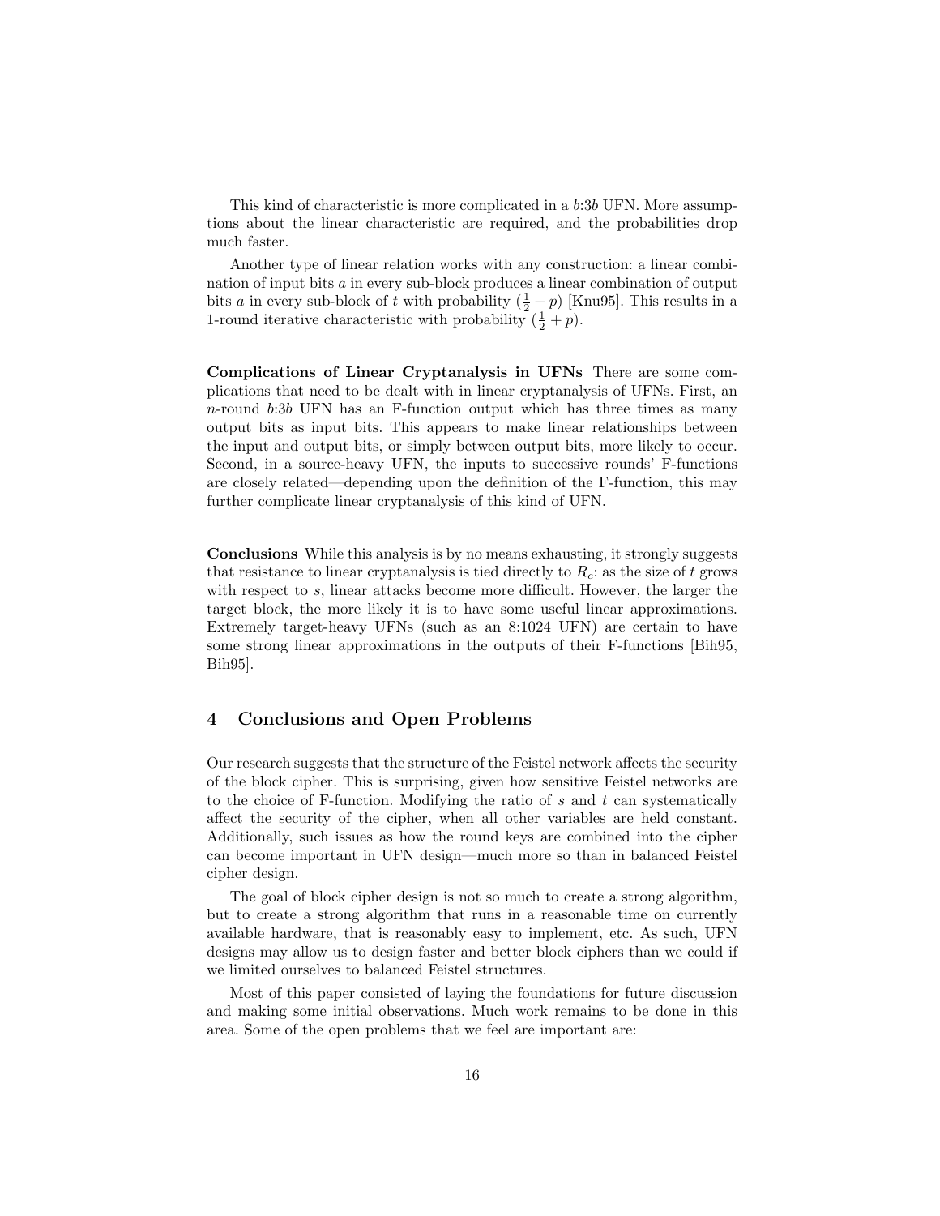This kind of characteristic is more complicated in a $b$:$3b$ UFN. More assumptions about the linear characteristic are required, and the probabilities drop much faster.

Another type of linear relation works with any construction: a linear combination of input bits $a$ in every sub-block produces a linear combination of output bits $a$ in every sub-block of $t$ with probability $(\frac{1}{2}+p)$ [Knu95]. This results in a 1-round iterative characteristic with probability $(\frac{1}{2}+p)$.

**Complications of Linear Cryptanalysis in UFNs** There are some complications that need to be dealt with in linear cryptanalysis of UFNs. First, an $n$-round $b$:$3b$ UFN has an F-function output which has three times as many output bits as input bits. This appears to make linear relationships between the input and output bits, or simply between output bits, more likely to occur. Second, in a source-heavy UFN, the inputs to successive rounds' F-functions are closely related—depending upon the definition of the F-function, this may further complicate linear cryptanalysis of this kind of UFN.

**Conclusions** While this analysis is by no means exhausting, it strongly suggests that resistance to linear cryptanalysis is tied directly to $R_c$: as the size of $t$ grows with respect to $s$, linear attacks become more difficult. However, the larger the target block, the more likely it is to have some useful linear approximations. Extremely target-heavy UFNs (such as an 8:1024 UFN) are certain to have some strong linear approximations in the outputs of their F-functions [Bih95, Bih95].

## 4 Conclusions and Open Problems

Our research suggests that the structure of the Feistel network affects the security of the block cipher. This is surprising, given how sensitive Feistel networks are to the choice of F-function. Modifying the ratio of $s$ and $t$ can systematically affect the security of the cipher, when all other variables are held constant. Additionally, such issues as how the round keys are combined into the cipher can become important in UFN design—much more so than in balanced Feistel cipher design.

The goal of block cipher design is not so much to create a strong algorithm, but to create a strong algorithm that runs in a reasonable time on currently available hardware, that is reasonably easy to implement, etc. As such, UFN designs may allow us to design faster and better block ciphers than we could if we limited ourselves to balanced Feistel structures.

Most of this paper consisted of laying the foundations for future discussion and making some initial observations. Much work remains to be done in this area. Some of the open problems that we feel are important are: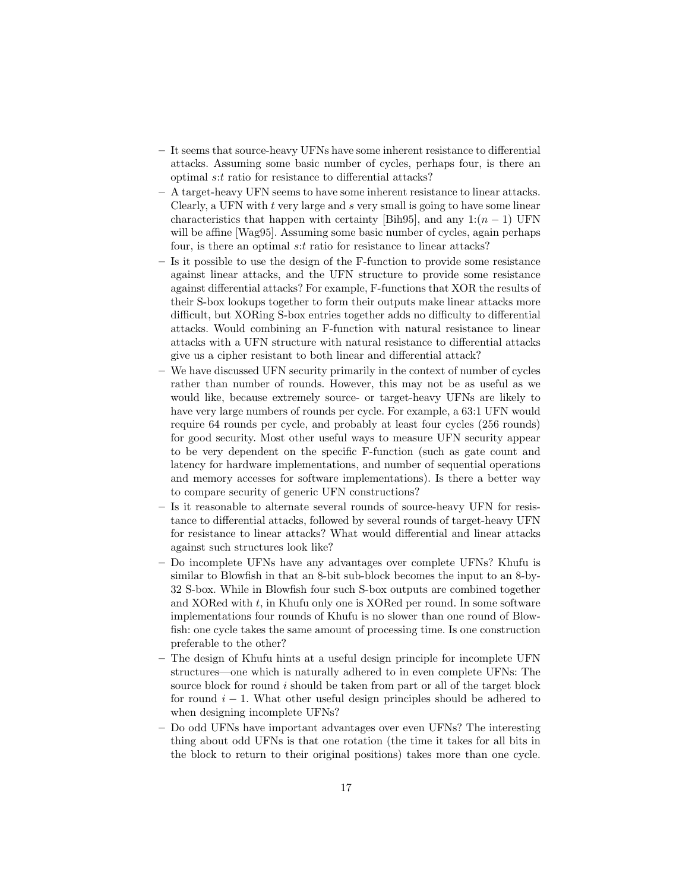- It seems that source-heavy UFNs have some inherent resistance to differential attacks. Assuming some basic number of cycles, perhaps four, is there an optimal $s$:$t$ ratio for resistance to differential attacks?
- A target-heavy UFN seems to have some inherent resistance to linear attacks. Clearly, a UFN with $t$ very large and $s$ very small is going to have some linear characteristics that happen with certainty [Bih95], and any 1:$(n-1)$ UFN will be affine [Wag95]. Assuming some basic number of cycles, again perhaps four, is there an optimal $s$:$t$ ratio for resistance to linear attacks?
- Is it possible to use the design of the F-function to provide some resistance against linear attacks, and the UFN structure to provide some resistance against differential attacks? For example, F-functions that XOR the results of their S-box lookups together to form their outputs make linear attacks more difficult, but XORing S-box entries together adds no difficulty to differential attacks. Would combining an F-function with natural resistance to linear attacks with a UFN structure with natural resistance to differential attacks give us a cipher resistant to both linear and differential attack?
- We have discussed UFN security primarily in the context of number of cycles rather than number of rounds. However, this may not be as useful as we would like, because extremely source- or target-heavy UFNs are likely to have very large numbers of rounds per cycle. For example, a 63:1 UFN would require 64 rounds per cycle, and probably at least four cycles (256 rounds) for good security. Most other useful ways to measure UFN security appear to be very dependent on the specific F-function (such as gate count and latency for hardware implementations, and number of sequential operations and memory accesses for software implementations). Is there a better way to compare security of generic UFN constructions?
- Is it reasonable to alternate several rounds of source-heavy UFN for resistance to differential attacks, followed by several rounds of target-heavy UFN for resistance to linear attacks? What would differential and linear attacks against such structures look like?
- Do incomplete UFNs have any advantages over complete UFNs? Khufu is similar to Blowfish in that an 8-bit sub-block becomes the input to an 8-by-32 S-box. While in Blowfish four such S-box outputs are combined together and XORed with $t$, in Khufu only one is XORed per round. In some software implementations four rounds of Khufu is no slower than one round of Blowfish: one cycle takes the same amount of processing time. Is one construction preferable to the other?
- The design of Khufu hints at a useful design principle for incomplete UFN structures—one which is naturally adhered to in even complete UFNs: The source block for round $i$ should be taken from part or all of the target block for round $i-1$. What other useful design principles should be adhered to when designing incomplete UFNs?
- Do odd UFNs have important advantages over even UFNs? The interesting thing about odd UFNs is that one rotation (the time it takes for all bits in the block to return to their original positions) takes more than one cycle.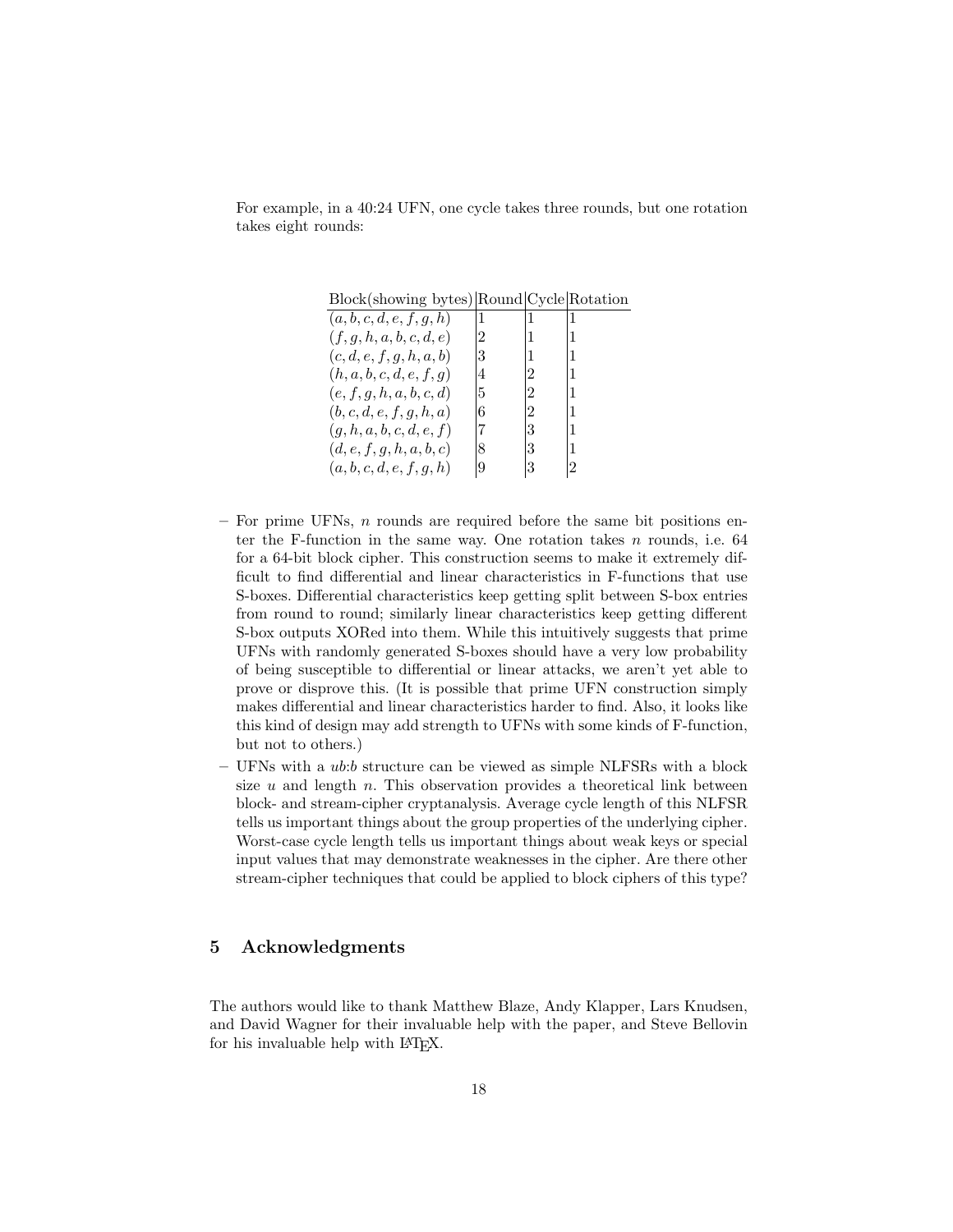For example, in a 40:24 UFN, one cycle takes three rounds, but one rotation takes eight rounds:

| Block(showing bytes) | Round | Cycle | Rotation |
|---|---|---|---|
| $(a, b, c, d, e, f, g, h)$ | 1 | 1 | 1 |
| $(f, g, h, a, b, c, d, e)$ | 2 | 1 | 1 |
| $(c, d, e, f, g, h, a, b)$ | 3 | 1 | 1 |
| $(h, a, b, c, d, e, f, g)$ | 4 | 2 | 1 |
| $(e, f, g, h, a, b, c, d)$ | 5 | 2 | 1 |
| $(b, c, d, e, f, g, h, a)$ | 6 | 2 | 1 |
| $(g, h, a, b, c, d, e, f)$ | 7 | 3 | 1 |
| $(d, e, f, g, h, a, b, c)$ | 8 | 3 | 1 |
| $(a, b, c, d, e, f, g, h)$ | 9 | 3 | 2 |

- For prime UFNs, $n$ rounds are required before the same bit positions enter the F-function in the same way. One rotation takes $n$ rounds, i.e. 64 for a 64-bit block cipher. This construction seems to make it extremely difficult to find differential and linear characteristics in F-functions that use S-boxes. Differential characteristics keep getting split between S-box entries from round to round; similarly linear characteristics keep getting different S-box outputs XORed into them. While this intuitively suggests that prime UFNs with randomly generated S-boxes should have a very low probability of being susceptible to differential or linear attacks, we aren't yet able to prove or disprove this. (It is possible that prime UFN construction simply makes differential and linear characteristics harder to find. Also, it looks like this kind of design may add strength to UFNs with some kinds of F-function, but not to others.)
- UFNs with a $ub{:}b$ structure can be viewed as simple NLFSRs with a block size $u$ and length $n$. This observation provides a theoretical link between block- and stream-cipher cryptanalysis. Average cycle length of this NLFSR tells us important things about the group properties of the underlying cipher. Worst-case cycle length tells us important things about weak keys or special input values that may demonstrate weaknesses in the cipher. Are there other stream-cipher techniques that could be applied to block ciphers of this type?

## 5 Acknowledgments

The authors would like to thank Matthew Blaze, Andy Klapper, Lars Knudsen, and David Wagner for their invaluable help with the paper, and Steve Bellovin for his invaluable help with LaTeX.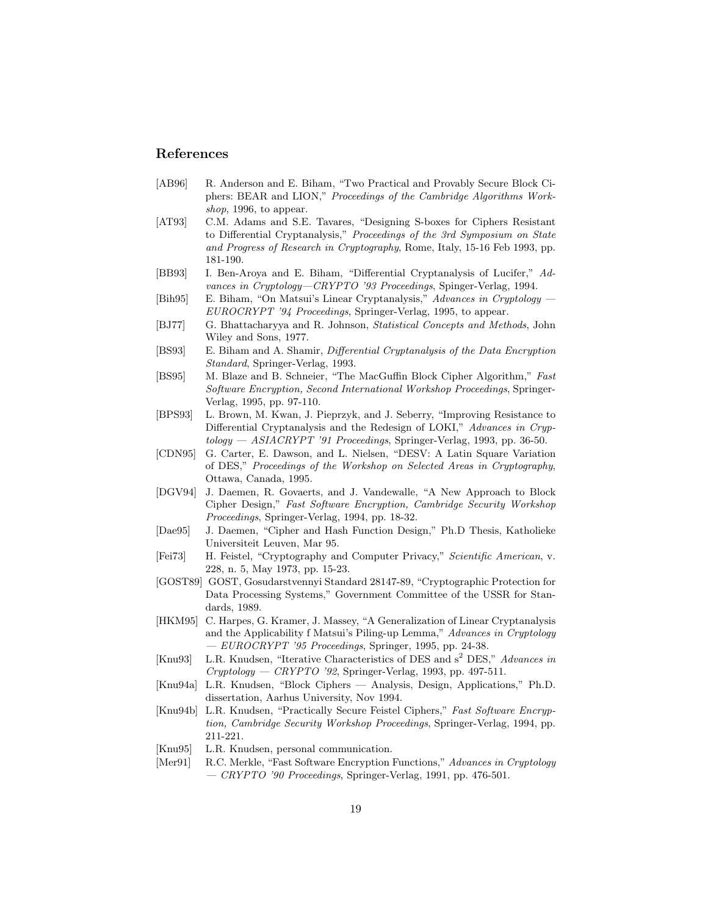## References

[AB96] R. Anderson and E. Biham, "Two Practical and Provably Secure Block Ciphers: BEAR and LION," *Proceedings of the Cambridge Algorithms Workshop*, 1996, to appear.

[AT93] C.M. Adams and S.E. Tavares, "Designing S-boxes for Ciphers Resistant to Differential Cryptanalysis," *Proceedings of the 3rd Symposium on State and Progress of Research in Cryptography*, Rome, Italy, 15-16 Feb 1993, pp. 181-190.

[BB93] I. Ben-Aroya and E. Biham, "Differential Cryptanalysis of Lucifer," *Advances in Cryptology—CRYPTO '93 Proceedings*, Spinger-Verlag, 1994.

[Bih95] E. Biham, "On Matsui's Linear Cryptanalysis," *Advances in Cryptology — EUROCRYPT '94 Proceedings*, Springer-Verlag, 1995, to appear.

[BJ77] G. Bhattacharyya and R. Johnson, *Statistical Concepts and Methods*, John Wiley and Sons, 1977.

[BS93] E. Biham and A. Shamir, *Differential Cryptanalysis of the Data Encryption Standard*, Springer-Verlag, 1993.

[BS95] M. Blaze and B. Schneier, "The MacGuffin Block Cipher Algorithm," *Fast Software Encryption, Second International Workshop Proceedings*, Springer-Verlag, 1995, pp. 97-110.

[BPS93] L. Brown, M. Kwan, J. Pieprzyk, and J. Seberry, "Improving Resistance to Differential Cryptanalysis and the Redesign of LOKI," *Advances in Cryptology — ASIACRYPT '91 Proceedings*, Springer-Verlag, 1993, pp. 36-50.

[CDN95] G. Carter, E. Dawson, and L. Nielsen, "DESV: A Latin Square Variation of DES," *Proceedings of the Workshop on Selected Areas in Cryptography*, Ottawa, Canada, 1995.

[DGV94] J. Daemen, R. Govaerts, and J. Vandewalle, "A New Approach to Block Cipher Design," *Fast Software Encryption, Cambridge Security Workshop Proceedings*, Springer-Verlag, 1994, pp. 18-32.

[Dae95] J. Daemen, "Cipher and Hash Function Design," Ph.D Thesis, Katholieke Universiteit Leuven, Mar 95.

[Fei73] H. Feistel, "Cryptography and Computer Privacy," *Scientific American*, v. 228, n. 5, May 1973, pp. 15-23.

[GOST89] GOST, Gosudarstvennyi Standard 28147-89, "Cryptographic Protection for Data Processing Systems," Government Committee of the USSR for Standards, 1989.

[HKM95] C. Harpes, G. Kramer, J. Massey, "A Generalization of Linear Cryptanalysis and the Applicability f Matsui's Piling-up Lemma," *Advances in Cryptology — EUROCRYPT '95 Proceedings*, Springer, 1995, pp. 24-38.

[Knu93] L.R. Knudsen, "Iterative Characteristics of DES and $s^2$ DES," *Advances in Cryptology — CRYPTO '92*, Springer-Verlag, 1993, pp. 497-511.

[Knu94a] L.R. Knudsen, "Block Ciphers — Analysis, Design, Applications," Ph.D. dissertation, Aarhus University, Nov 1994.

[Knu94b] L.R. Knudsen, "Practically Secure Feistel Ciphers," *Fast Software Encryption, Cambridge Security Workshop Proceedings*, Springer-Verlag, 1994, pp. 211-221.

[Knu95] L.R. Knudsen, personal communication.

[Mer91] R.C. Merkle, "Fast Software Encryption Functions," *Advances in Cryptology — CRYPTO '90 Proceedings*, Springer-Verlag, 1991, pp. 476-501.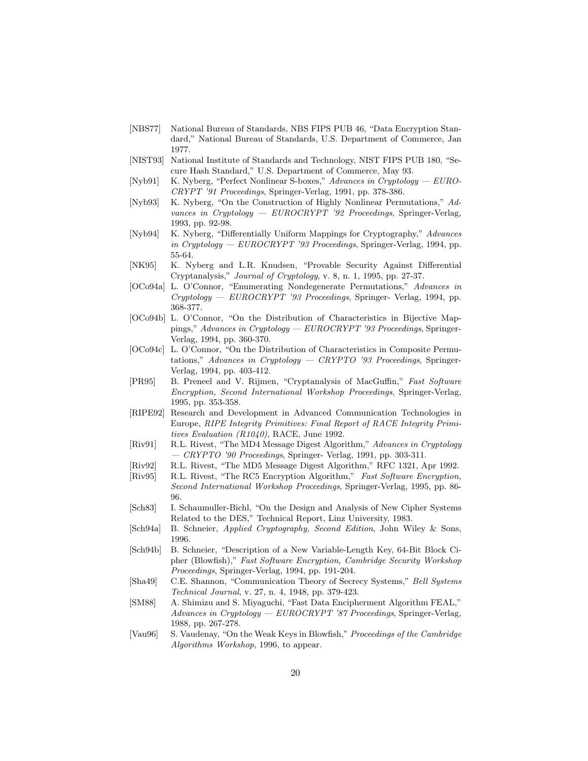[NBS77] National Bureau of Standards, NBS FIPS PUB 46, "Data Encryption Standard," National Bureau of Standards, U.S. Department of Commerce, Jan 1977.

[NIST93] National Institute of Standards and Technology, NIST FIPS PUB 180, "Secure Hash Standard," U.S. Department of Commerce, May 93.

[Nyb91] K. Nyberg, "Perfect Nonlinear S-boxes," *Advances in Cryptology — EUROCRYPT '91 Proceedings*, Springer-Verlag, 1991, pp. 378-386.

[Nyb93] K. Nyberg, "On the Construction of Highly Nonlinear Permutations," *Advances in Cryptology — EUROCRYPT '92 Proceedings*, Springer-Verlag, 1993, pp. 92-98.

[Nyb94] K. Nyberg, "Differentially Uniform Mappings for Cryptography," *Advances in Cryptology — EUROCRYPT '93 Proceedings*, Springer-Verlag, 1994, pp. 55-64.

[NK95] K. Nyberg and L.R. Knudsen, "Provable Security Against Differential Cryptanalysis," *Journal of Cryptology*, v. 8, n. 1, 1995, pp. 27-37.

[OCo94a] L. O'Connor, "Enumerating Nondegenerate Permutations," *Advances in Cryptology — EUROCRYPT '93 Proceedings*, Springer- Verlag, 1994, pp. 368-377.

[OCo94b] L. O'Connor, "On the Distribution of Characteristics in Bijective Mappings," *Advances in Cryptology — EUROCRYPT '93 Proceedings*, Springer-Verlag, 1994, pp. 360-370.

[OCo94c] L. O'Connor, "On the Distribution of Characteristics in Composite Permutations," *Advances in Cryptology — CRYPTO '93 Proceedings*, Springer-Verlag, 1994, pp. 403-412.

[PR95] B. Preneel and V. Rijmen, "Cryptanalysis of MacGuffin," *Fast Software Encryption, Second International Workshop Proceedings*, Springer-Verlag, 1995, pp. 353-358.

[RIPE92] Research and Development in Advanced Communication Technologies in Europe, *RIPE Integrity Primitives: Final Report of RACE Integrity Primitives Evaluation (R1040)*, RACE, June 1992.

[Riv91] R.L. Rivest, "The MD4 Message Digest Algorithm," *Advances in Cryptology — CRYPTO '90 Proceedings*, Springer- Verlag, 1991, pp. 303-311.

[Riv92] R.L. Rivest, "The MD5 Message Digest Algorithm," RFC 1321, Apr 1992.

[Riv95] R.L. Rivest, "The RC5 Encryption Algorithm," *Fast Software Encryption, Second International Workshop Proceedings*, Springer-Verlag, 1995, pp. 86-96.

[Sch83] I. Schaumuller-Bichl, "On the Design and Analysis of New Cipher Systems Related to the DES," Technical Report, Linz University, 1983.

[Sch94a] B. Schneier, *Applied Cryptography, Second Edition*, John Wiley & Sons, 1996.

[Sch94b] B. Schneier, "Description of a New Variable-Length Key, 64-Bit Block Cipher (Blowfish)," *Fast Software Encryption, Cambridge Security Workshop Proceedings*, Springer-Verlag, 1994, pp. 191-204.

[Sha49] C.E. Shannon, "Communication Theory of Secrecy Systems," *Bell Systems Technical Journal*, v. 27, n. 4, 1948, pp. 379-423.

[SM88] A. Shimizu and S. Miyaguchi, "Fast Data Encipherment Algorithm FEAL," *Advances in Cryptology — EUROCRYPT '87 Proceedings*, Springer-Verlag, 1988, pp. 267-278.

[Vau96] S. Vaudenay, "On the Weak Keys in Blowfish," *Proceedings of the Cambridge Algorithms Workshop*, 1996, to appear.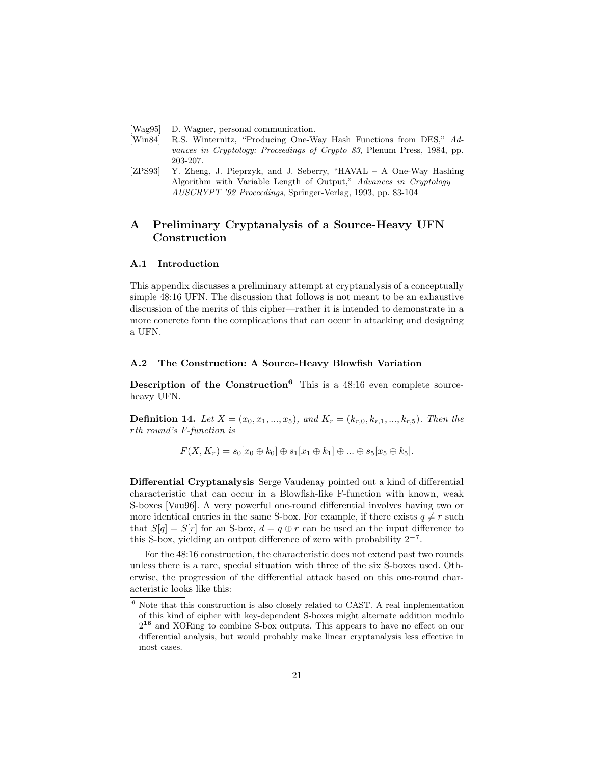[Wag95] D. Wagner, personal communication.

[Win84] R.S. Winternitz, "Producing One-Way Hash Functions from DES," *Advances in Cryptology: Proceedings of Crypto 83*, Plenum Press, 1984, pp. 203-207.

[ZPS93] Y. Zheng, J. Pieprzyk, and J. Seberry, "HAVAL – A One-Way Hashing Algorithm with Variable Length of Output," *Advances in Cryptology — AUSCRYPT '92 Proceedings*, Springer-Verlag, 1993, pp. 83-104

## A Preliminary Cryptanalysis of a Source-Heavy UFN Construction

### A.1 Introduction

This appendix discusses a preliminary attempt at cryptanalysis of a conceptually simple 48:16 UFN. The discussion that follows is not meant to be an exhaustive discussion of the merits of this cipher—rather it is intended to demonstrate in a more concrete form the complications that can occur in attacking and designing a UFN.

### A.2 The Construction: A Source-Heavy Blowfish Variation

**Description of the Construction**[6] This is a 48:16 even complete source-heavy UFN.

**Definition 14.** *Let* $X = (x_0, x_1, ..., x_5)$*, and* $K_r = (k_{r,0}, k_{r,1}, ..., k_{r,5})$*. Then the* $r$*th round's F-function is*

$$F(X, K_r) = s_0[x_0 \oplus k_0] \oplus s_1[x_1 \oplus k_1] \oplus ... \oplus s_5[x_5 \oplus k_5].$$

**Differential Cryptanalysis** Serge Vaudenay pointed out a kind of differential characteristic that can occur in a Blowfish-like F-function with known, weak S-boxes [Vau96]. A very powerful one-round differential involves having two or more identical entries in the same S-box. For example, if there exists $q \neq r$ such that $S[q] = S[r]$ for an S-box, $d = q \oplus r$ can be used an the input difference to this S-box, yielding an output difference of zero with probability $2^{-7}$.

For the 48:16 construction, the characteristic does not extend past two rounds unless there is a rare, special situation with three of the six S-boxes used. Otherwise, the progression of the differential attack based on this one-round characteristic looks like this:

[6] Note that this construction is also closely related to CAST. A real implementation of this kind of cipher with key-dependent S-boxes might alternate addition modulo $2^{16}$ and XORing to combine S-box outputs. This appears to have no effect on our differential analysis, but would probably make linear cryptanalysis less effective in most cases.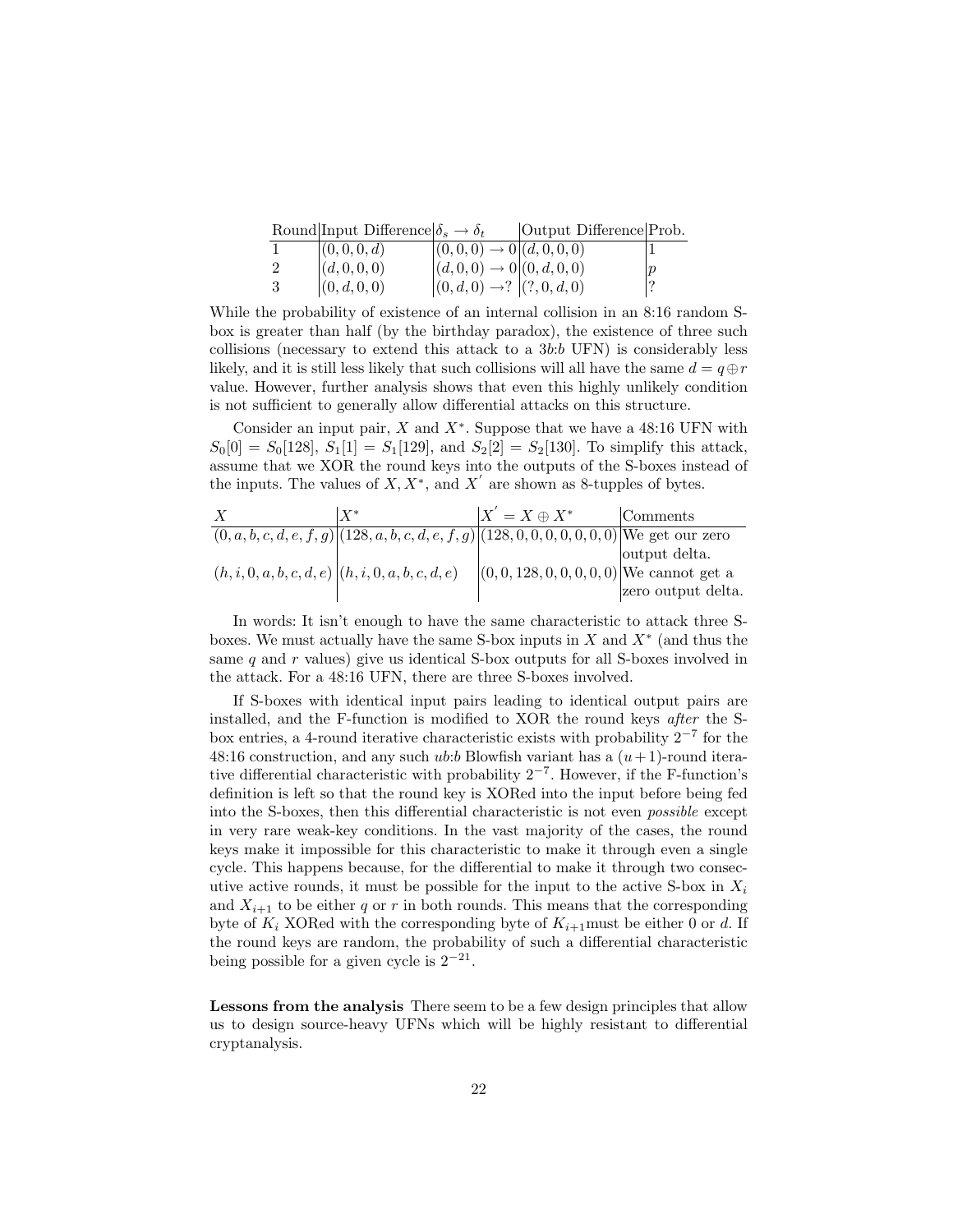| Round | Input Difference | $\delta_s \rightarrow \delta_t$ | Output Difference | Prob. |
|---|---|---|---|---|
| 1 | $(0,0,0,d)$ | $(0,0,0) \rightarrow 0$ | $(d,0,0,0)$ | 1 |
| 2 | $(d,0,0,0)$ | $(d,0,0) \rightarrow 0$ | $(0,d,0,0)$ | $p$ |
| 3 | $(0,d,0,0)$ | $(0,d,0) \rightarrow ?$ | $(?,0,d,0)$ | ? |

While the probability of existence of an internal collision in an 8:16 random S-box is greater than half (by the birthday paradox), the existence of three such collisions (necessary to extend this attack to a $3b$:$b$ UFN) is considerably less likely, and it is still less likely that such collisions will all have the same $d = q \oplus r$ value. However, further analysis shows that even this highly unlikely condition is not sufficient to generally allow differential attacks on this structure.

Consider an input pair, $X$ and $X^*$. Suppose that we have a 48:16 UFN with $S_0[0] = S_0[128]$, $S_1[1] = S_1[129]$, and $S_2[2] = S_2[130]$. To simplify this attack, assume that we XOR the round keys into the outputs of the S-boxes instead of the inputs. The values of $X, X^*$, and $X^{'}$ are shown as 8-tupples of bytes.

| $X$ | $X^*$ | $X^{'} = X \oplus X^*$ | Comments |
|---|---|---|---|
| $(0,a,b,c,d,e,f,g)$ | $(128,a,b,c,d,e,f,g)$ | $(128,0,0,0,0,0,0,0)$ | We get our zero output delta. |
| $(h,i,0,a,b,c,d,e)$ | $(h,i,0,a,b,c,d,e)$ | $(0,0,128,0,0,0,0,0)$ | We cannot get a zero output delta. |

In words: It isn't enough to have the same characteristic to attack three S-boxes. We must actually have the same S-box inputs in $X$ and $X^*$ (and thus the same $q$ and $r$ values) give us identical S-box outputs for all S-boxes involved in the attack. For a 48:16 UFN, there are three S-boxes involved.

If S-boxes with identical input pairs leading to identical output pairs are installed, and the F-function is modified to XOR the round keys *after* the S-box entries, a 4-round iterative characteristic exists with probability $2^{-7}$ for the 48:16 construction, and any such $ub$:$b$ Blowfish variant has a $(u+1)$-round iterative differential characteristic with probability $2^{-7}$. However, if the F-function's definition is left so that the round key is XORed into the input before being fed into the S-boxes, then this differential characteristic is not even *possible* except in very rare weak-key conditions. In the vast majority of the cases, the round keys make it impossible for this characteristic to make it through even a single cycle. This happens because, for the differential to make it through two consecutive active rounds, it must be possible for the input to the active S-box in $X_i$ and $X_{i+1}$ to be either $q$ or $r$ in both rounds. This means that the corresponding byte of $K_i$ XORed with the corresponding byte of $K_{i+1}$must be either 0 or $d$. If the round keys are random, the probability of such a differential characteristic being possible for a given cycle is $2^{-21}$.

**Lessons from the analysis** There seem to be a few design principles that allow us to design source-heavy UFNs which will be highly resistant to differential cryptanalysis.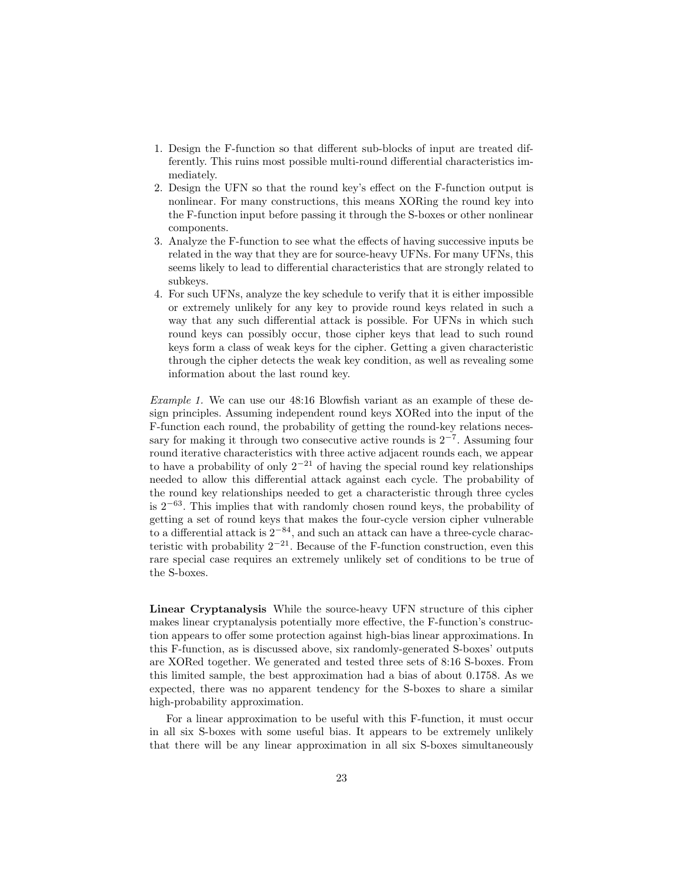1. Design the F-function so that different sub-blocks of input are treated differently. This ruins most possible multi-round differential characteristics immediately.
2. Design the UFN so that the round key's effect on the F-function output is nonlinear. For many constructions, this means XORing the round key into the F-function input before passing it through the S-boxes or other nonlinear components.
3. Analyze the F-function to see what the effects of having successive inputs be related in the way that they are for source-heavy UFNs. For many UFNs, this seems likely to lead to differential characteristics that are strongly related to subkeys.
4. For such UFNs, analyze the key schedule to verify that it is either impossible or extremely unlikely for any key to provide round keys related in such a way that any such differential attack is possible. For UFNs in which such round keys can possibly occur, those cipher keys that lead to such round keys form a class of weak keys for the cipher. Getting a given characteristic through the cipher detects the weak key condition, as well as revealing some information about the last round key.

*Example 1.* We can use our 48:16 Blowfish variant as an example of these design principles. Assuming independent round keys XORed into the input of the F-function each round, the probability of getting the round-key relations necessary for making it through two consecutive active rounds is $2^{-7}$. Assuming four round iterative characteristics with three active adjacent rounds each, we appear to have a probability of only $2^{-21}$ of having the special round key relationships needed to allow this differential attack against each cycle. The probability of the round key relationships needed to get a characteristic through three cycles is $2^{-63}$. This implies that with randomly chosen round keys, the probability of getting a set of round keys that makes the four-cycle version cipher vulnerable to a differential attack is $2^{-84}$, and such an attack can have a three-cycle characteristic with probability $2^{-21}$. Because of the F-function construction, even this rare special case requires an extremely unlikely set of conditions to be true of the S-boxes.

**Linear Cryptanalysis** While the source-heavy UFN structure of this cipher makes linear cryptanalysis potentially more effective, the F-function's construction appears to offer some protection against high-bias linear approximations. In this F-function, as is discussed above, six randomly-generated S-boxes' outputs are XORed together. We generated and tested three sets of 8:16 S-boxes. From this limited sample, the best approximation had a bias of about 0.1758. As we expected, there was no apparent tendency for the S-boxes to share a similar high-probability approximation.

For a linear approximation to be useful with this F-function, it must occur in all six S-boxes with some useful bias. It appears to be extremely unlikely that there will be any linear approximation in all six S-boxes simultaneously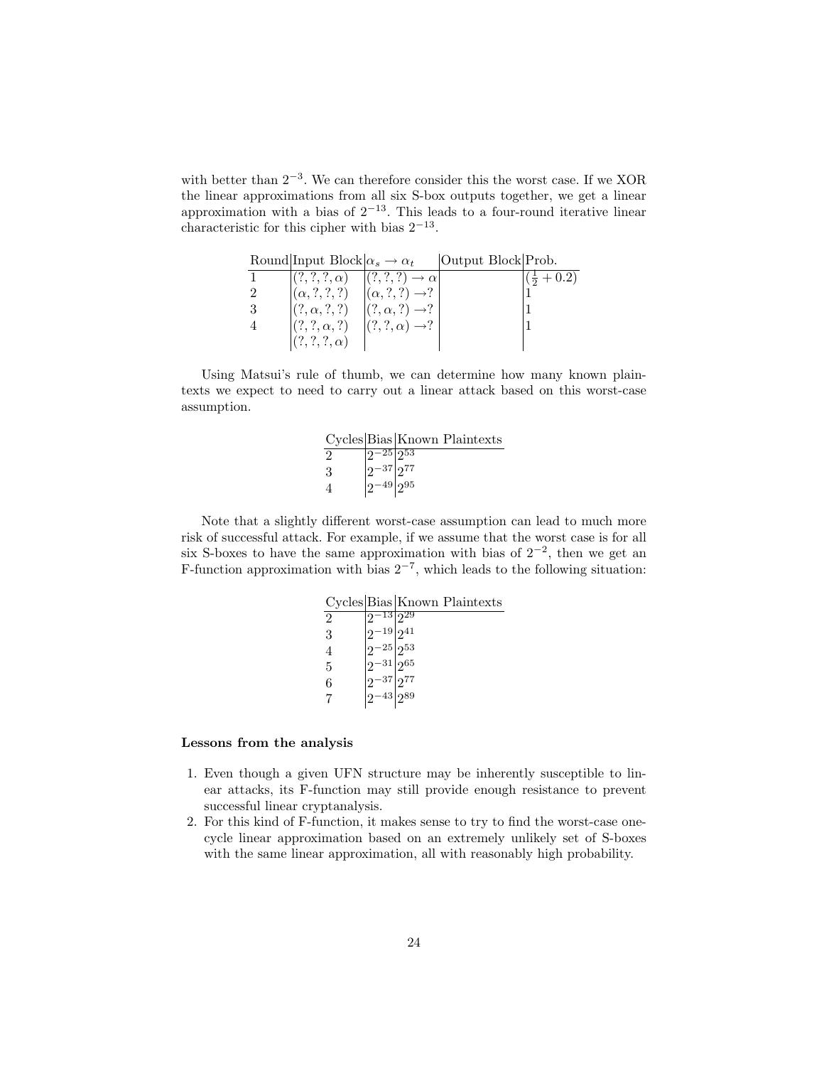with better than $2^{-3}$. We can therefore consider this the worst case. If we XOR the linear approximations from all six S-box outputs together, we get a linear approximation with a bias of $2^{-13}$. This leads to a four-round iterative linear characteristic for this cipher with bias $2^{-13}$.

| Round | Input Block | $\alpha_s \rightarrow \alpha_t$ | Output Block | Prob. |
|---|---|---|---|---|
| 1 | $(?, ?, ?, \alpha)$ | $(?, ?, ?) \rightarrow \alpha$ | | $(\frac{1}{2} + 0.2)$ |
| 2 | $(\alpha, ?, ?, ?)$ | $(\alpha, ?, ?) \rightarrow ?$ | | 1 |
| 3 | $(?, \alpha, ?, ?)$ | $(?, \alpha, ?) \rightarrow ?$ | | 1 |
| 4 | $(?, ?, \alpha, ?)$ | $(?, ?, \alpha) \rightarrow ?$ | | 1 |
| | $(?, ?, ?, \alpha)$ | | | |

Using Matsui's rule of thumb, we can determine how many known plaintexts we expect to need to carry out a linear attack based on this worst-case assumption.

| Cycles | Bias | Known Plaintexts |
|---|---|---|
| 2 | $2^{-25}$ | $2^{53}$ |
| 3 | $2^{-37}$ | $2^{77}$ |
| 4 | $2^{-49}$ | $2^{95}$ |

Note that a slightly different worst-case assumption can lead to much more risk of successful attack. For example, if we assume that the worst case is for all six S-boxes to have the same approximation with bias of $2^{-2}$, then we get an F-function approximation with bias $2^{-7}$, which leads to the following situation:

| Cycles | Bias | Known Plaintexts |
|---|---|---|
| 2 | $2^{-13}$ | $2^{29}$ |
| 3 | $2^{-19}$ | $2^{41}$ |
| 4 | $2^{-25}$ | $2^{53}$ |
| 5 | $2^{-31}$ | $2^{65}$ |
| 6 | $2^{-37}$ | $2^{77}$ |
| 7 | $2^{-43}$ | $2^{89}$ |

**Lessons from the analysis**

1. Even though a given UFN structure may be inherently susceptible to linear attacks, its F-function may still provide enough resistance to prevent successful linear cryptanalysis.
2. For this kind of F-function, it makes sense to try to find the worst-case one-cycle linear approximation based on an extremely unlikely set of S-boxes with the same linear approximation, all with reasonably high probability.